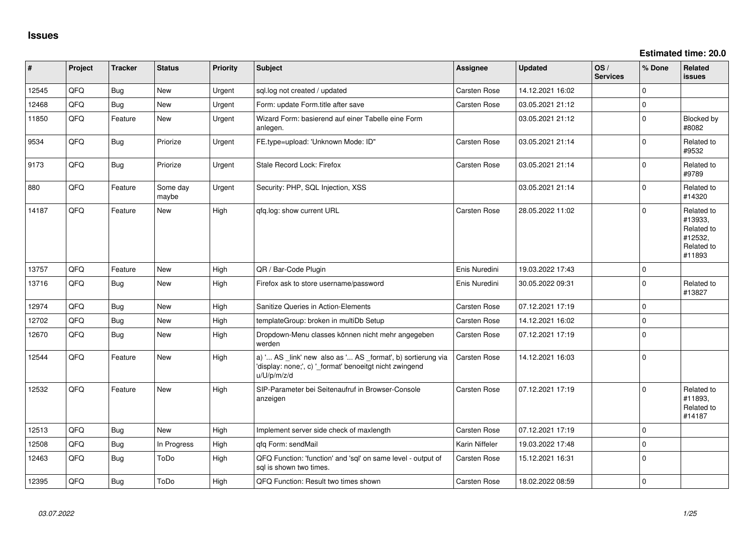# Issues

**Estimated time: 20.0**

| # | Project | Tracker | Status | Priority | Subject | Assignee | Updated | OS / Services | % Done | Related issues |
|---|---|---|---|---|---|---|---|---|---|---|
| 12545 | QFQ | Bug | New | Urgent | sql.log not created / updated | Carsten Rose | 14.12.2021 16:02 | | 0 | |
| 12468 | QFQ | Bug | New | Urgent | Form: update Form.title after save | Carsten Rose | 03.05.2021 21:12 | | 0 | |
| 11850 | QFQ | Feature | New | Urgent | Wizard Form: basierend auf einer Tabelle eine Form anlegen. | | 03.05.2021 21:12 | | 0 | Blocked by #8082 |
| 9534 | QFQ | Bug | Priorize | Urgent | FE.type=upload: 'Unknown Mode: ID" | Carsten Rose | 03.05.2021 21:14 | | 0 | Related to #9532 |
| 9173 | QFQ | Bug | Priorize | Urgent | Stale Record Lock: Firefox | Carsten Rose | 03.05.2021 21:14 | | 0 | Related to #9789 |
| 880 | QFQ | Feature | Some day maybe | Urgent | Security: PHP, SQL Injection, XSS | | 03.05.2021 21:14 | | 0 | Related to #14320 |
| 14187 | QFQ | Feature | New | High | qfq.log: show current URL | Carsten Rose | 28.05.2022 11:02 | | 0 | Related to #13933, Related to #12532, Related to #11893 |
| 13757 | QFQ | Feature | New | High | QR / Bar-Code Plugin | Enis Nuredini | 19.03.2022 17:43 | | 0 | |
| 13716 | QFQ | Bug | New | High | Firefox ask to store username/password | Enis Nuredini | 30.05.2022 09:31 | | 0 | Related to #13827 |
| 12974 | QFQ | Bug | New | High | Sanitize Queries in Action-Elements | Carsten Rose | 07.12.2021 17:19 | | 0 | |
| 12702 | QFQ | Bug | New | High | templateGroup: broken in multiDb Setup | Carsten Rose | 14.12.2021 16:02 | | 0 | |
| 12670 | QFQ | Bug | New | High | Dropdown-Menu classes können nicht mehr angegeben werden | Carsten Rose | 07.12.2021 17:19 | | 0 | |
| 12544 | QFQ | Feature | New | High | a) '... AS _link' new also as '... AS _format', b) sortierung via 'display: none;', c) '_format' benoeitgt nicht zwingend u/U/p/m/z/d | Carsten Rose | 14.12.2021 16:03 | | 0 | |
| 12532 | QFQ | Feature | New | High | SIP-Parameter bei Seitenaufruf in Browser-Console anzeigen | Carsten Rose | 07.12.2021 17:19 | | 0 | Related to #11893, Related to #14187 |
| 12513 | QFQ | Bug | New | High | Implement server side check of maxlength | Carsten Rose | 07.12.2021 17:19 | | 0 | |
| 12508 | QFQ | Bug | In Progress | High | qfq Form: sendMail | Karin Niffeler | 19.03.2022 17:48 | | 0 | |
| 12463 | QFQ | Bug | ToDo | High | QFQ Function: 'function' and 'sql' on same level - output of sql is shown two times. | Carsten Rose | 15.12.2021 16:31 | | 0 | |
| 12395 | QFQ | Bug | ToDo | High | QFQ Function: Result two times shown | Carsten Rose | 18.02.2022 08:59 | | 0 | |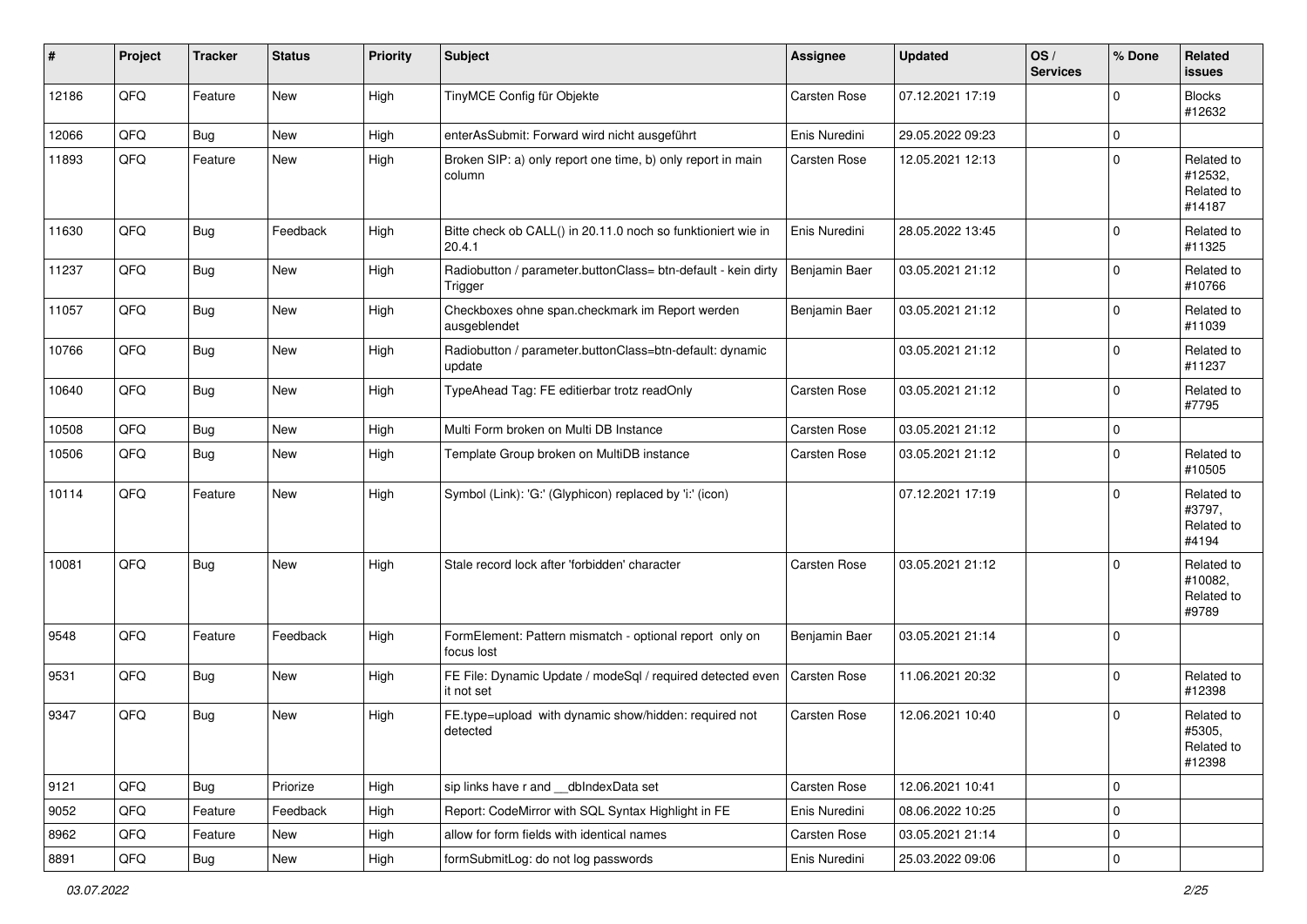| # | Project | Tracker | Status | Priority | Subject | Assignee | Updated | OS / Services | % Done | Related issues |
|---|---|---|---|---|---|---|---|---|---|---|
| 12186 | QFQ | Feature | New | High | TinyMCE Config für Objekte | Carsten Rose | 07.12.2021 17:19 | | 0 | Blocks #12632 |
| 12066 | QFQ | Bug | New | High | enterAsSubmit: Forward wird nicht ausgeführt | Enis Nuredini | 29.05.2022 09:23 | | 0 | |
| 11893 | QFQ | Feature | New | High | Broken SIP: a) only report one time, b) only report in main column | Carsten Rose | 12.05.2021 12:13 | | 0 | Related to #12532, Related to #14187 |
| 11630 | QFQ | Bug | Feedback | High | Bitte check ob CALL() in 20.11.0 noch so funktioniert wie in 20.4.1 | Enis Nuredini | 28.05.2022 13:45 | | 0 | Related to #11325 |
| 11237 | QFQ | Bug | New | High | Radiobutton / parameter.buttonClass= btn-default - kein dirty Trigger | Benjamin Baer | 03.05.2021 21:12 | | 0 | Related to #10766 |
| 11057 | QFQ | Bug | New | High | Checkboxes ohne span.checkmark im Report werden ausgeblendet | Benjamin Baer | 03.05.2021 21:12 | | 0 | Related to #11039 |
| 10766 | QFQ | Bug | New | High | Radiobutton / parameter.buttonClass=btn-default: dynamic update | | 03.05.2021 21:12 | | 0 | Related to #11237 |
| 10640 | QFQ | Bug | New | High | TypeAhead Tag: FE editierbar trotz readOnly | Carsten Rose | 03.05.2021 21:12 | | 0 | Related to #7795 |
| 10508 | QFQ | Bug | New | High | Multi Form broken on Multi DB Instance | Carsten Rose | 03.05.2021 21:12 | | 0 | |
| 10506 | QFQ | Bug | New | High | Template Group broken on MultiDB instance | Carsten Rose | 03.05.2021 21:12 | | 0 | Related to #10505 |
| 10114 | QFQ | Feature | New | High | Symbol (Link): 'G:' (Glyphicon) replaced by 'i:' (icon) | | 07.12.2021 17:19 | | 0 | Related to #3797, Related to #4194 |
| 10081 | QFQ | Bug | New | High | Stale record lock after 'forbidden' character | Carsten Rose | 03.05.2021 21:12 | | 0 | Related to #10082, Related to #9789 |
| 9548 | QFQ | Feature | Feedback | High | FormElement: Pattern mismatch - optional report only on focus lost | Benjamin Baer | 03.05.2021 21:14 | | 0 | |
| 9531 | QFQ | Bug | New | High | FE File: Dynamic Update / modeSql / required detected even it not set | Carsten Rose | 11.06.2021 20:32 | | 0 | Related to #12398 |
| 9347 | QFQ | Bug | New | High | FE.type=upload with dynamic show/hidden: required not detected | Carsten Rose | 12.06.2021 10:40 | | 0 | Related to #5305, Related to #12398 |
| 9121 | QFQ | Bug | Priorize | High | sip links have r and __dbIndexData set | Carsten Rose | 12.06.2021 10:41 | | 0 | |
| 9052 | QFQ | Feature | Feedback | High | Report: CodeMirror with SQL Syntax Highlight in FE | Enis Nuredini | 08.06.2022 10:25 | | 0 | |
| 8962 | QFQ | Feature | New | High | allow for form fields with identical names | Carsten Rose | 03.05.2021 21:14 | | 0 | |
| 8891 | QFQ | Bug | New | High | formSubmitLog: do not log passwords | Enis Nuredini | 25.03.2022 09:06 | | 0 | |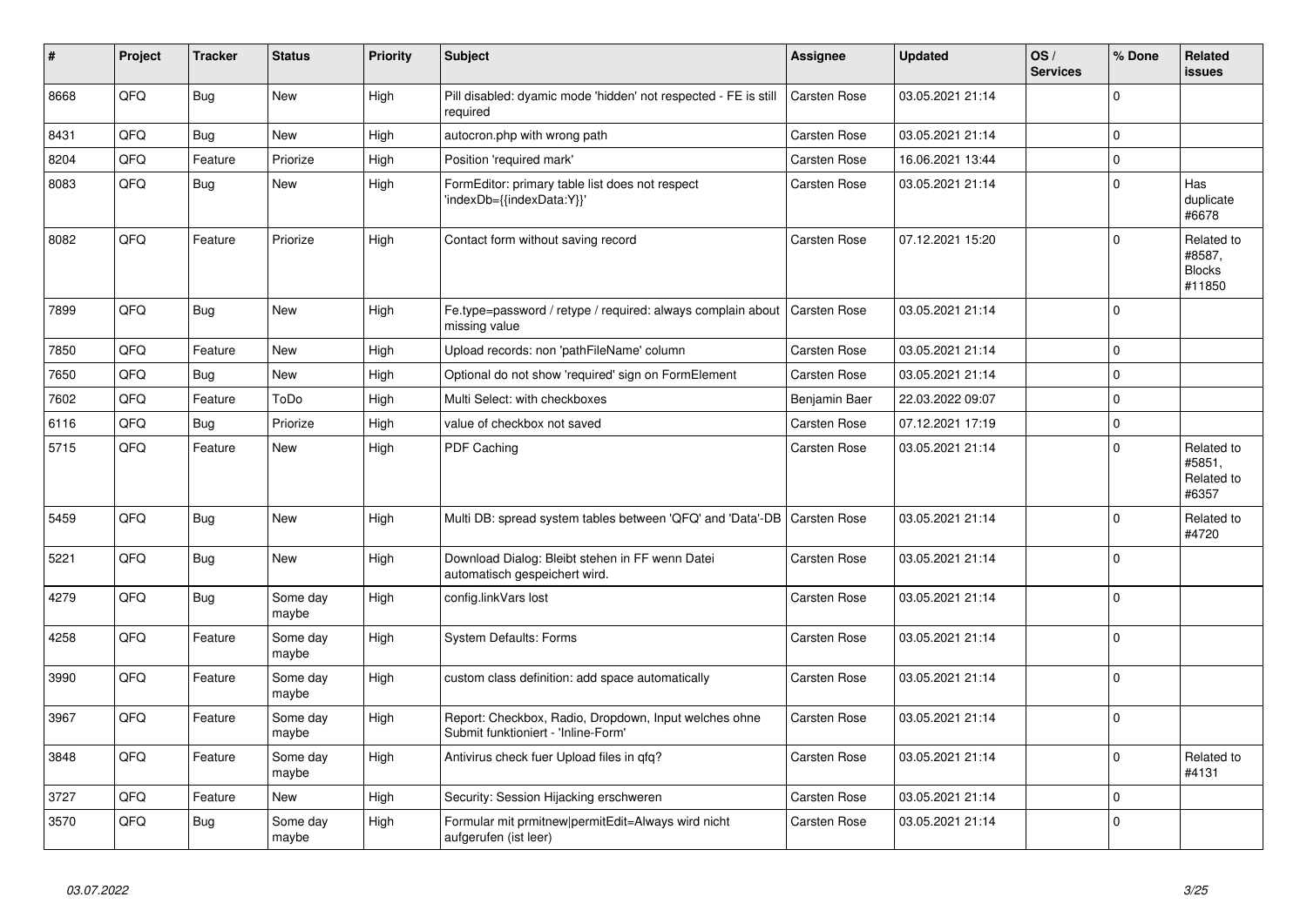| # | Project | Tracker | Status | Priority | Subject | Assignee | Updated | OS / Services | % Done | Related issues |
|---|---|---|---|---|---|---|---|---|---|---|
| 8668 | QFQ | Bug | New | High | Pill disabled: dyamic mode 'hidden' not respected - FE is still required | Carsten Rose | 03.05.2021 21:14 | | 0 | |
| 8431 | QFQ | Bug | New | High | autocron.php with wrong path | Carsten Rose | 03.05.2021 21:14 | | 0 | |
| 8204 | QFQ | Feature | Priorize | High | Position 'required mark' | Carsten Rose | 16.06.2021 13:44 | | 0 | |
| 8083 | QFQ | Bug | New | High | FormEditor: primary table list does not respect 'indexDb={{indexData:Y}}' | Carsten Rose | 03.05.2021 21:14 | | 0 | Has duplicate #6678 |
| 8082 | QFQ | Feature | Priorize | High | Contact form without saving record | Carsten Rose | 07.12.2021 15:20 | | 0 | Related to #8587, Blocks #11850 |
| 7899 | QFQ | Bug | New | High | Fe.type=password / retype / required: always complain about missing value | Carsten Rose | 03.05.2021 21:14 | | 0 | |
| 7850 | QFQ | Feature | New | High | Upload records: non 'pathFileName' column | Carsten Rose | 03.05.2021 21:14 | | 0 | |
| 7650 | QFQ | Bug | New | High | Optional do not show 'required' sign on FormElement | Carsten Rose | 03.05.2021 21:14 | | 0 | |
| 7602 | QFQ | Feature | ToDo | High | Multi Select: with checkboxes | Benjamin Baer | 22.03.2022 09:07 | | 0 | |
| 6116 | QFQ | Bug | Priorize | High | value of checkbox not saved | Carsten Rose | 07.12.2021 17:19 | | 0 | |
| 5715 | QFQ | Feature | New | High | PDF Caching | Carsten Rose | 03.05.2021 21:14 | | 0 | Related to #5851, Related to #6357 |
| 5459 | QFQ | Bug | New | High | Multi DB: spread system tables between 'QFQ' and 'Data'-DB | Carsten Rose | 03.05.2021 21:14 | | 0 | Related to #4720 |
| 5221 | QFQ | Bug | New | High | Download Dialog: Bleibt stehen in FF wenn Datei automatisch gespeichert wird. | Carsten Rose | 03.05.2021 21:14 | | 0 | |
| 4279 | QFQ | Bug | Some day maybe | High | config.linkVars lost | Carsten Rose | 03.05.2021 21:14 | | 0 | |
| 4258 | QFQ | Feature | Some day maybe | High | System Defaults: Forms | Carsten Rose | 03.05.2021 21:14 | | 0 | |
| 3990 | QFQ | Feature | Some day maybe | High | custom class definition: add space automatically | Carsten Rose | 03.05.2021 21:14 | | 0 | |
| 3967 | QFQ | Feature | Some day maybe | High | Report: Checkbox, Radio, Dropdown, Input welches ohne Submit funktioniert - 'Inline-Form' | Carsten Rose | 03.05.2021 21:14 | | 0 | |
| 3848 | QFQ | Feature | Some day maybe | High | Antivirus check fuer Upload files in qfq? | Carsten Rose | 03.05.2021 21:14 | | 0 | Related to #4131 |
| 3727 | QFQ | Feature | New | High | Security: Session Hijacking erschweren | Carsten Rose | 03.05.2021 21:14 | | 0 | |
| 3570 | QFQ | Bug | Some day maybe | High | Formular mit prmitnew\|permitEdit=Always wird nicht aufgerufen (ist leer) | Carsten Rose | 03.05.2021 21:14 | | 0 | |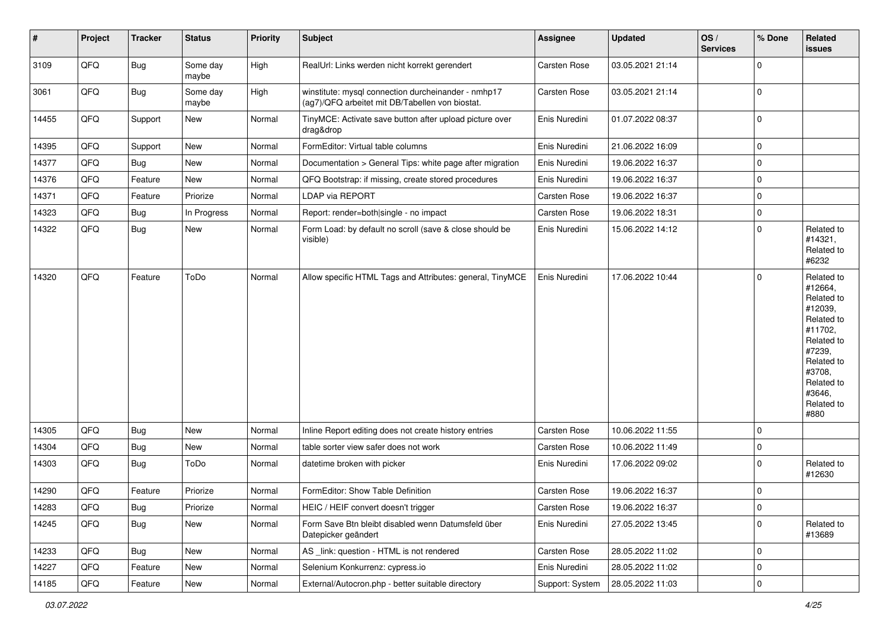| # | Project | Tracker | Status | Priority | Subject | Assignee | Updated | OS / Services | % Done | Related issues |
|---|---|---|---|---|---|---|---|---|---|---|
| 3109 | QFQ | Bug | Some day maybe | High | RealUrl: Links werden nicht korrekt gerendert | Carsten Rose | 03.05.2021 21:14 | | 0 | |
| 3061 | QFQ | Bug | Some day maybe | High | winstitute: mysql connection durcheinander - nmhp17 (ag7)/QFQ arbeitet mit DB/Tabellen von biostat. | Carsten Rose | 03.05.2021 21:14 | | 0 | |
| 14455 | QFQ | Support | New | Normal | TinyMCE: Activate save button after upload picture over drag&drop | Enis Nuredini | 01.07.2022 08:37 | | 0 | |
| 14395 | QFQ | Support | New | Normal | FormEditor: Virtual table columns | Enis Nuredini | 21.06.2022 16:09 | | 0 | |
| 14377 | QFQ | Bug | New | Normal | Documentation > General Tips: white page after migration | Enis Nuredini | 19.06.2022 16:37 | | 0 | |
| 14376 | QFQ | Feature | New | Normal | QFQ Bootstrap: if missing, create stored procedures | Enis Nuredini | 19.06.2022 16:37 | | 0 | |
| 14371 | QFQ | Feature | Priorize | Normal | LDAP via REPORT | Carsten Rose | 19.06.2022 16:37 | | 0 | |
| 14323 | QFQ | Bug | In Progress | Normal | Report: render=both\|single - no impact | Carsten Rose | 19.06.2022 18:31 | | 0 | |
| 14322 | QFQ | Bug | New | Normal | Form Load: by default no scroll (save & close should be visible) | Enis Nuredini | 15.06.2022 14:12 | | 0 | Related to #14321, Related to #6232 |
| 14320 | QFQ | Feature | ToDo | Normal | Allow specific HTML Tags and Attributes: general, TinyMCE | Enis Nuredini | 17.06.2022 10:44 | | 0 | Related to #12664, Related to #12039, Related to #11702, Related to #7239, Related to #3708, Related to #3646, Related to #880 |
| 14305 | QFQ | Bug | New | Normal | Inline Report editing does not create history entries | Carsten Rose | 10.06.2022 11:55 | | 0 | |
| 14304 | QFQ | Bug | New | Normal | table sorter view safer does not work | Carsten Rose | 10.06.2022 11:49 | | 0 | |
| 14303 | QFQ | Bug | ToDo | Normal | datetime broken with picker | Enis Nuredini | 17.06.2022 09:02 | | 0 | Related to #12630 |
| 14290 | QFQ | Feature | Priorize | Normal | FormEditor: Show Table Definition | Carsten Rose | 19.06.2022 16:37 | | 0 | |
| 14283 | QFQ | Bug | Priorize | Normal | HEIC / HEIF convert doesn't trigger | Carsten Rose | 19.06.2022 16:37 | | 0 | |
| 14245 | QFQ | Bug | New | Normal | Form Save Btn bleibt disabled wenn Datumsfeld über Datepicker geändert | Enis Nuredini | 27.05.2022 13:45 | | 0 | Related to #13689 |
| 14233 | QFQ | Bug | New | Normal | AS _link: question - HTML is not rendered | Carsten Rose | 28.05.2022 11:02 | | 0 | |
| 14227 | QFQ | Feature | New | Normal | Selenium Konkurrenz: cypress.io | Enis Nuredini | 28.05.2022 11:02 | | 0 | |
| 14185 | QFQ | Feature | New | Normal | External/Autocron.php - better suitable directory | Support: System | 28.05.2022 11:03 | | 0 | |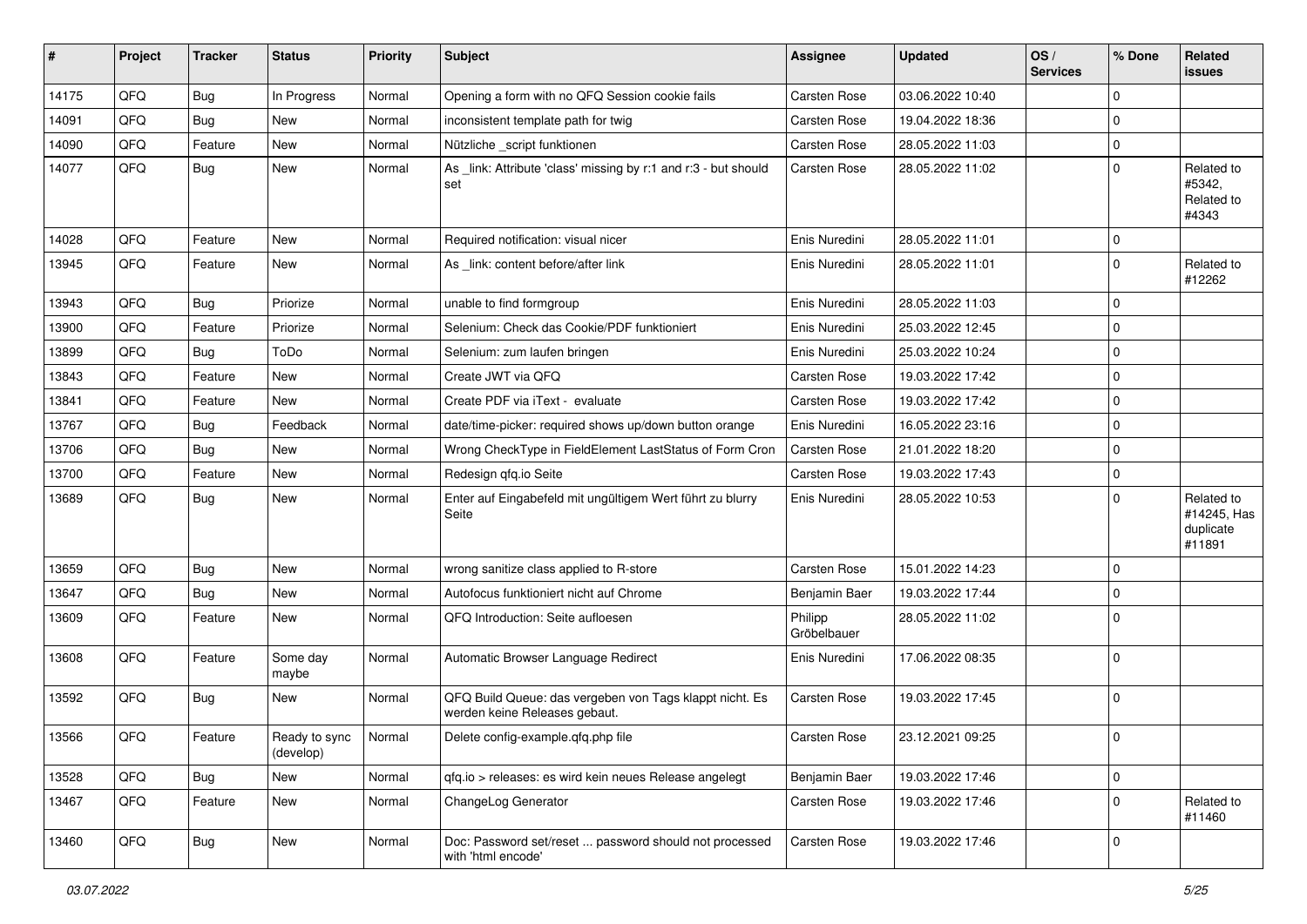| # | Project | Tracker | Status | Priority | Subject | Assignee | Updated | OS / Services | % Done | Related issues |
|---|---|---|---|---|---|---|---|---|---|---|
| 14175 | QFQ | Bug | In Progress | Normal | Opening a form with no QFQ Session cookie fails | Carsten Rose | 03.06.2022 10:40 | | 0 | |
| 14091 | QFQ | Bug | New | Normal | inconsistent template path for twig | Carsten Rose | 19.04.2022 18:36 | | 0 | |
| 14090 | QFQ | Feature | New | Normal | Nützliche _script funktionen | Carsten Rose | 28.05.2022 11:03 | | 0 | |
| 14077 | QFQ | Bug | New | Normal | As _link: Attribute 'class' missing by r:1 and r:3 - but should set | Carsten Rose | 28.05.2022 11:02 | | 0 | Related to #5342, Related to #4343 |
| 14028 | QFQ | Feature | New | Normal | Required notification: visual nicer | Enis Nuredini | 28.05.2022 11:01 | | 0 | |
| 13945 | QFQ | Feature | New | Normal | As _link: content before/after link | Enis Nuredini | 28.05.2022 11:01 | | 0 | Related to #12262 |
| 13943 | QFQ | Bug | Priorize | Normal | unable to find formgroup | Enis Nuredini | 28.05.2022 11:03 | | 0 | |
| 13900 | QFQ | Feature | Priorize | Normal | Selenium: Check das Cookie/PDF funktioniert | Enis Nuredini | 25.03.2022 12:45 | | 0 | |
| 13899 | QFQ | Bug | ToDo | Normal | Selenium: zum laufen bringen | Enis Nuredini | 25.03.2022 10:24 | | 0 | |
| 13843 | QFQ | Feature | New | Normal | Create JWT via QFQ | Carsten Rose | 19.03.2022 17:42 | | 0 | |
| 13841 | QFQ | Feature | New | Normal | Create PDF via iText - evaluate | Carsten Rose | 19.03.2022 17:42 | | 0 | |
| 13767 | QFQ | Bug | Feedback | Normal | date/time-picker: required shows up/down button orange | Enis Nuredini | 16.05.2022 23:16 | | 0 | |
| 13706 | QFQ | Bug | New | Normal | Wrong CheckType in FieldElement LastStatus of Form Cron | Carsten Rose | 21.01.2022 18:20 | | 0 | |
| 13700 | QFQ | Feature | New | Normal | Redesign qfq.io Seite | Carsten Rose | 19.03.2022 17:43 | | 0 | |
| 13689 | QFQ | Bug | New | Normal | Enter auf Eingabefeld mit ungültigem Wert führt zu blurry Seite | Enis Nuredini | 28.05.2022 10:53 | | 0 | Related to #14245, Has duplicate #11891 |
| 13659 | QFQ | Bug | New | Normal | wrong sanitize class applied to R-store | Carsten Rose | 15.01.2022 14:23 | | 0 | |
| 13647 | QFQ | Bug | New | Normal | Autofocus funktioniert nicht auf Chrome | Benjamin Baer | 19.03.2022 17:44 | | 0 | |
| 13609 | QFQ | Feature | New | Normal | QFQ Introduction: Seite aufloesen | Philipp Gröbelbauer | 28.05.2022 11:02 | | 0 | |
| 13608 | QFQ | Feature | Some day maybe | Normal | Automatic Browser Language Redirect | Enis Nuredini | 17.06.2022 08:35 | | 0 | |
| 13592 | QFQ | Bug | New | Normal | QFQ Build Queue: das vergeben von Tags klappt nicht. Es werden keine Releases gebaut. | Carsten Rose | 19.03.2022 17:45 | | 0 | |
| 13566 | QFQ | Feature | Ready to sync (develop) | Normal | Delete config-example.qfq.php file | Carsten Rose | 23.12.2021 09:25 | | 0 | |
| 13528 | QFQ | Bug | New | Normal | qfq.io > releases: es wird kein neues Release angelegt | Benjamin Baer | 19.03.2022 17:46 | | 0 | |
| 13467 | QFQ | Feature | New | Normal | ChangeLog Generator | Carsten Rose | 19.03.2022 17:46 | | 0 | Related to #11460 |
| 13460 | QFQ | Bug | New | Normal | Doc: Password set/reset ... password should not processed with 'html encode' | Carsten Rose | 19.03.2022 17:46 | | 0 | |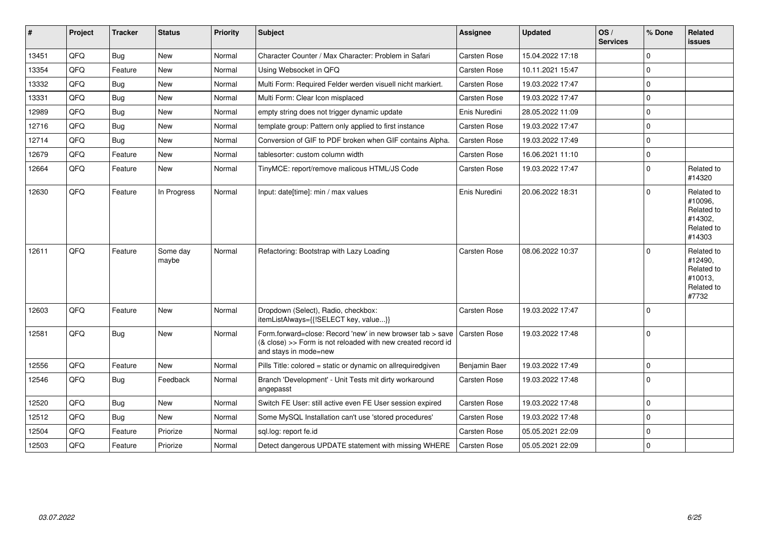| # | Project | Tracker | Status | Priority | Subject | Assignee | Updated | OS / Services | % Done | Related issues |
|---|---|---|---|---|---|---|---|---|---|---|
| 13451 | QFQ | Bug | New | Normal | Character Counter / Max Character: Problem in Safari | Carsten Rose | 15.04.2022 17:18 | | 0 | |
| 13354 | QFQ | Feature | New | Normal | Using Websocket in QFQ | Carsten Rose | 10.11.2021 15:47 | | 0 | |
| 13332 | QFQ | Bug | New | Normal | Multi Form: Required Felder werden visuell nicht markiert. | Carsten Rose | 19.03.2022 17:47 | | 0 | |
| 13331 | QFQ | Bug | New | Normal | Multi Form: Clear Icon misplaced | Carsten Rose | 19.03.2022 17:47 | | 0 | |
| 12989 | QFQ | Bug | New | Normal | empty string does not trigger dynamic update | Enis Nuredini | 28.05.2022 11:09 | | 0 | |
| 12716 | QFQ | Bug | New | Normal | template group: Pattern only applied to first instance | Carsten Rose | 19.03.2022 17:47 | | 0 | |
| 12714 | QFQ | Bug | New | Normal | Conversion of GIF to PDF broken when GIF contains Alpha. | Carsten Rose | 19.03.2022 17:49 | | 0 | |
| 12679 | QFQ | Feature | New | Normal | tablesorter: custom column width | Carsten Rose | 16.06.2021 11:10 | | 0 | |
| 12664 | QFQ | Feature | New | Normal | TinyMCE: report/remove malicous HTML/JS Code | Carsten Rose | 19.03.2022 17:47 | | 0 | Related to #14320 |
| 12630 | QFQ | Feature | In Progress | Normal | Input: date[time]: min / max values | Enis Nuredini | 20.06.2022 18:31 | | 0 | Related to #10096, Related to #14302, Related to #14303 |
| 12611 | QFQ | Feature | Some day maybe | Normal | Refactoring: Bootstrap with Lazy Loading | Carsten Rose | 08.06.2022 10:37 | | 0 | Related to #12490, Related to #10013, Related to #7732 |
| 12603 | QFQ | Feature | New | Normal | Dropdown (Select), Radio, checkbox: itemListAlways={{!SELECT key, value...}} | Carsten Rose | 19.03.2022 17:47 | | 0 | |
| 12581 | QFQ | Bug | New | Normal | Form.forward=close: Record 'new' in new browser tab > save (& close) >> Form is not reloaded with new created record id and stays in mode=new | Carsten Rose | 19.03.2022 17:48 | | 0 | |
| 12556 | QFQ | Feature | New | Normal | Pills Title: colored = static or dynamic on allrequiredgiven | Benjamin Baer | 19.03.2022 17:49 | | 0 | |
| 12546 | QFQ | Bug | Feedback | Normal | Branch 'Development' - Unit Tests mit dirty workaround angepasst | Carsten Rose | 19.03.2022 17:48 | | 0 | |
| 12520 | QFQ | Bug | New | Normal | Switch FE User: still active even FE User session expired | Carsten Rose | 19.03.2022 17:48 | | 0 | |
| 12512 | QFQ | Bug | New | Normal | Some MySQL Installation can't use 'stored procedures' | Carsten Rose | 19.03.2022 17:48 | | 0 | |
| 12504 | QFQ | Feature | Priorize | Normal | sql.log: report fe.id | Carsten Rose | 05.05.2021 22:09 | | 0 | |
| 12503 | QFQ | Feature | Priorize | Normal | Detect dangerous UPDATE statement with missing WHERE | Carsten Rose | 05.05.2021 22:09 | | 0 | |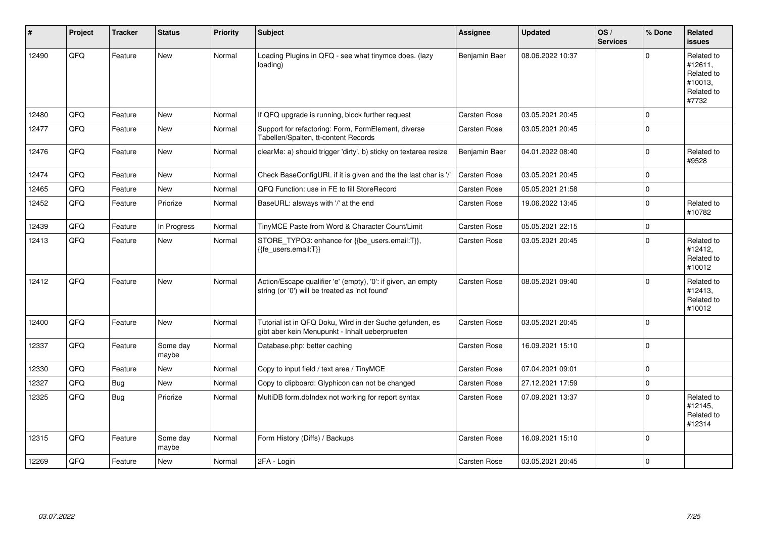| # | Project | Tracker | Status | Priority | Subject | Assignee | Updated | OS / Services | % Done | Related issues |
|---|---|---|---|---|---|---|---|---|---|---|
| 12490 | QFQ | Feature | New | Normal | Loading Plugins in QFQ - see what tinymce does. (lazy loading) | Benjamin Baer | 08.06.2022 10:37 | | 0 | Related to #12611, Related to #10013, Related to #7732 |
| 12480 | QFQ | Feature | New | Normal | If QFQ upgrade is running, block further request | Carsten Rose | 03.05.2021 20:45 | | 0 | |
| 12477 | QFQ | Feature | New | Normal | Support for refactoring: Form, FormElement, diverse Tabellen/Spalten, tt-content Records | Carsten Rose | 03.05.2021 20:45 | | 0 | |
| 12476 | QFQ | Feature | New | Normal | clearMe: a) should trigger 'dirty', b) sticky on textarea resize | Benjamin Baer | 04.01.2022 08:40 | | 0 | Related to #9528 |
| 12474 | QFQ | Feature | New | Normal | Check BaseConfigURL if it is given and the the last char is '/' | Carsten Rose | 03.05.2021 20:45 | | 0 | |
| 12465 | QFQ | Feature | New | Normal | QFQ Function: use in FE to fill StoreRecord | Carsten Rose | 05.05.2021 21:58 | | 0 | |
| 12452 | QFQ | Feature | Priorize | Normal | BaseURL: alsways with '/' at the end | Carsten Rose | 19.06.2022 13:45 | | 0 | Related to #10782 |
| 12439 | QFQ | Feature | In Progress | Normal | TinyMCE Paste from Word & Character Count/Limit | Carsten Rose | 05.05.2021 22:15 | | 0 | |
| 12413 | QFQ | Feature | New | Normal | STORE_TYPO3: enhance for {{be_users.email:T}}, {{fe_users.email:T}} | Carsten Rose | 03.05.2021 20:45 | | 0 | Related to #12412, Related to #10012 |
| 12412 | QFQ | Feature | New | Normal | Action/Escape qualifier 'e' (empty), '0': if given, an empty string (or '0') will be treated as 'not found' | Carsten Rose | 08.05.2021 09:40 | | 0 | Related to #12413, Related to #10012 |
| 12400 | QFQ | Feature | New | Normal | Tutorial ist in QFQ Doku, Wird in der Suche gefunden, es gibt aber kein Menupunkt - Inhalt ueberpruefen | Carsten Rose | 03.05.2021 20:45 | | 0 | |
| 12337 | QFQ | Feature | Some day maybe | Normal | Database.php: better caching | Carsten Rose | 16.09.2021 15:10 | | 0 | |
| 12330 | QFQ | Feature | New | Normal | Copy to input field / text area / TinyMCE | Carsten Rose | 07.04.2021 09:01 | | 0 | |
| 12327 | QFQ | Bug | New | Normal | Copy to clipboard: Glyphicon can not be changed | Carsten Rose | 27.12.2021 17:59 | | 0 | |
| 12325 | QFQ | Bug | Priorize | Normal | MultiDB form.dbIndex not working for report syntax | Carsten Rose | 07.09.2021 13:37 | | 0 | Related to #12145, Related to #12314 |
| 12315 | QFQ | Feature | Some day maybe | Normal | Form History (Diffs) / Backups | Carsten Rose | 16.09.2021 15:10 | | 0 | |
| 12269 | QFQ | Feature | New | Normal | 2FA - Login | Carsten Rose | 03.05.2021 20:45 | | 0 | |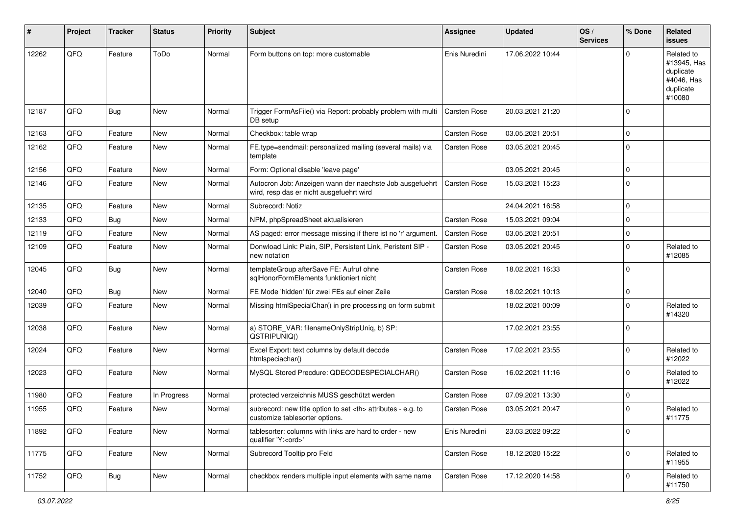| # | Project | Tracker | Status | Priority | Subject | Assignee | Updated | OS / Services | % Done | Related issues |
|---|---|---|---|---|---|---|---|---|---|---|
| 12262 | QFQ | Feature | ToDo | Normal | Form buttons on top: more customable | Enis Nuredini | 17.06.2022 10:44 | | 0 | Related to #13945, Has duplicate #4046, Has duplicate #10080 |
| 12187 | QFQ | Bug | New | Normal | Trigger FormAsFile() via Report: probably problem with multi DB setup | Carsten Rose | 20.03.2021 21:20 | | 0 | |
| 12163 | QFQ | Feature | New | Normal | Checkbox: table wrap | Carsten Rose | 03.05.2021 20:51 | | 0 | |
| 12162 | QFQ | Feature | New | Normal | FE.type=sendmail: personalized mailing (several mails) via template | Carsten Rose | 03.05.2021 20:45 | | 0 | |
| 12156 | QFQ | Feature | New | Normal | Form: Optional disable 'leave page' | | 03.05.2021 20:45 | | 0 | |
| 12146 | QFQ | Feature | New | Normal | Autocron Job: Anzeigen wann der naechste Job ausgefuehrt wird, resp das er nicht ausgefuehrt wird | Carsten Rose | 15.03.2021 15:23 | | 0 | |
| 12135 | QFQ | Feature | New | Normal | Subrecord: Notiz | | 24.04.2021 16:58 | | 0 | |
| 12133 | QFQ | Bug | New | Normal | NPM, phpSpreadSheet aktualisieren | Carsten Rose | 15.03.2021 09:04 | | 0 | |
| 12119 | QFQ | Feature | New | Normal | AS paged: error message missing if there ist no 'r' argument. | Carsten Rose | 03.05.2021 20:51 | | 0 | |
| 12109 | QFQ | Feature | New | Normal | Donwload Link: Plain, SIP, Persistent Link, Peristent SIP - new notation | Carsten Rose | 03.05.2021 20:45 | | 0 | Related to #12085 |
| 12045 | QFQ | Bug | New | Normal | templateGroup afterSave FE: Aufruf ohne sqlHonorFormElements funktioniert nicht | Carsten Rose | 18.02.2021 16:33 | | 0 | |
| 12040 | QFQ | Bug | New | Normal | FE Mode 'hidden' für zwei FEs auf einer Zeile | Carsten Rose | 18.02.2021 10:13 | | 0 | |
| 12039 | QFQ | Feature | New | Normal | Missing htmlSpecialChar() in pre processing on form submit | | 18.02.2021 00:09 | | 0 | Related to #14320 |
| 12038 | QFQ | Feature | New | Normal | a) STORE_VAR: filenameOnlyStripUniq, b) SP: QSTRIPUNIQ() | | 17.02.2021 23:55 | | 0 | |
| 12024 | QFQ | Feature | New | Normal | Excel Export: text columns by default decode htmlspeciachar() | Carsten Rose | 17.02.2021 23:55 | | 0 | Related to #12022 |
| 12023 | QFQ | Feature | New | Normal | MySQL Stored Precdure: QDECODESPECIALCHAR() | Carsten Rose | 16.02.2021 11:16 | | 0 | Related to #12022 |
| 11980 | QFQ | Feature | In Progress | Normal | protected verzeichnis MUSS geschützt werden | Carsten Rose | 07.09.2021 13:30 | | 0 | |
| 11955 | QFQ | Feature | New | Normal | subrecord: new title option to set <th> attributes - e.g. to customize tablesorter options. | Carsten Rose | 03.05.2021 20:47 | | 0 | Related to #11775 |
| 11892 | QFQ | Feature | New | Normal | tablesorter: columns with links are hard to order - new qualifier 'Y:<ord>' | Enis Nuredini | 23.03.2022 09:22 | | 0 | |
| 11775 | QFQ | Feature | New | Normal | Subrecord Tooltip pro Feld | Carsten Rose | 18.12.2020 15:22 | | 0 | Related to #11955 |
| 11752 | QFQ | Bug | New | Normal | checkbox renders multiple input elements with same name | Carsten Rose | 17.12.2020 14:58 | | 0 | Related to #11750 |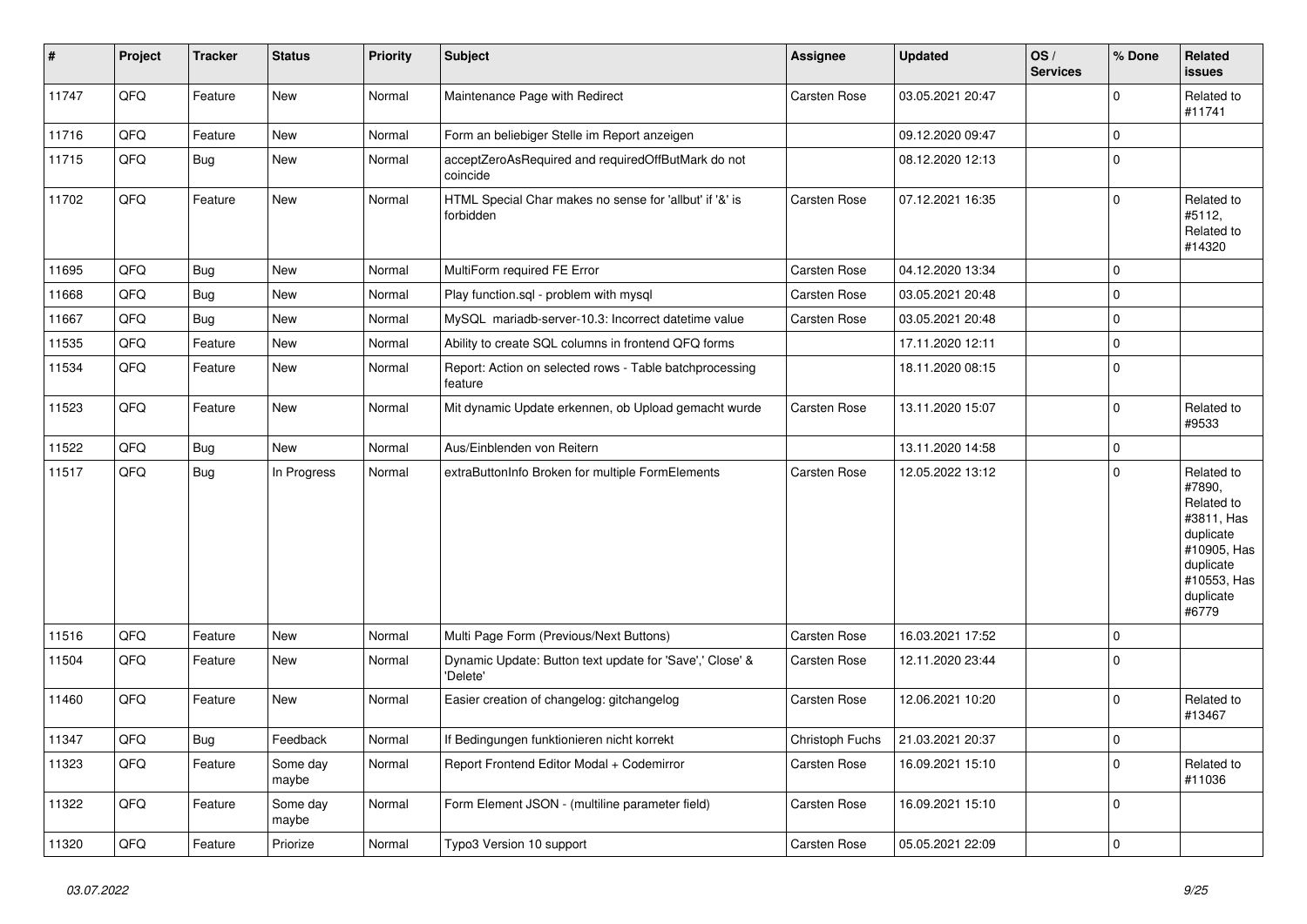| # | Project | Tracker | Status | Priority | Subject | Assignee | Updated | OS / Services | % Done | Related issues |
|---|---|---|---|---|---|---|---|---|---|---|
| 11747 | QFQ | Feature | New | Normal | Maintenance Page with Redirect | Carsten Rose | 03.05.2021 20:47 | | 0 | Related to #11741 |
| 11716 | QFQ | Feature | New | Normal | Form an beliebiger Stelle im Report anzeigen | | 09.12.2020 09:47 | | 0 | |
| 11715 | QFQ | Bug | New | Normal | acceptZeroAsRequired and requiredOffButMark do not coincide | | 08.12.2020 12:13 | | 0 | |
| 11702 | QFQ | Feature | New | Normal | HTML Special Char makes no sense for 'allbut' if '&' is forbidden | Carsten Rose | 07.12.2021 16:35 | | 0 | Related to #5112, Related to #14320 |
| 11695 | QFQ | Bug | New | Normal | MultiForm required FE Error | Carsten Rose | 04.12.2020 13:34 | | 0 | |
| 11668 | QFQ | Bug | New | Normal | Play function.sql - problem with mysql | Carsten Rose | 03.05.2021 20:48 | | 0 | |
| 11667 | QFQ | Bug | New | Normal | MySQL mariadb-server-10.3: Incorrect datetime value | Carsten Rose | 03.05.2021 20:48 | | 0 | |
| 11535 | QFQ | Feature | New | Normal | Ability to create SQL columns in frontend QFQ forms | | 17.11.2020 12:11 | | 0 | |
| 11534 | QFQ | Feature | New | Normal | Report: Action on selected rows - Table batchprocessing feature | | 18.11.2020 08:15 | | 0 | |
| 11523 | QFQ | Feature | New | Normal | Mit dynamic Update erkennen, ob Upload gemacht wurde | Carsten Rose | 13.11.2020 15:07 | | 0 | Related to #9533 |
| 11522 | QFQ | Bug | New | Normal | Aus/Einblenden von Reitern | | 13.11.2020 14:58 | | 0 | |
| 11517 | QFQ | Bug | In Progress | Normal | extraButtonInfo Broken for multiple FormElements | Carsten Rose | 12.05.2022 13:12 | | 0 | Related to #7890, Related to #3811, Has duplicate #10905, Has duplicate #10553, Has duplicate #6779 |
| 11516 | QFQ | Feature | New | Normal | Multi Page Form (Previous/Next Buttons) | Carsten Rose | 16.03.2021 17:52 | | 0 | |
| 11504 | QFQ | Feature | New | Normal | Dynamic Update: Button text update for 'Save',' Close' & 'Delete' | Carsten Rose | 12.11.2020 23:44 | | 0 | |
| 11460 | QFQ | Feature | New | Normal | Easier creation of changelog: gitchangelog | Carsten Rose | 12.06.2021 10:20 | | 0 | Related to #13467 |
| 11347 | QFQ | Bug | Feedback | Normal | If Bedingungen funktionieren nicht korrekt | Christoph Fuchs | 21.03.2021 20:37 | | 0 | |
| 11323 | QFQ | Feature | Some day maybe | Normal | Report Frontend Editor Modal + Codemirror | Carsten Rose | 16.09.2021 15:10 | | 0 | Related to #11036 |
| 11322 | QFQ | Feature | Some day maybe | Normal | Form Element JSON - (multiline parameter field) | Carsten Rose | 16.09.2021 15:10 | | 0 | |
| 11320 | QFQ | Feature | Priorize | Normal | Typo3 Version 10 support | Carsten Rose | 05.05.2021 22:09 | | 0 | |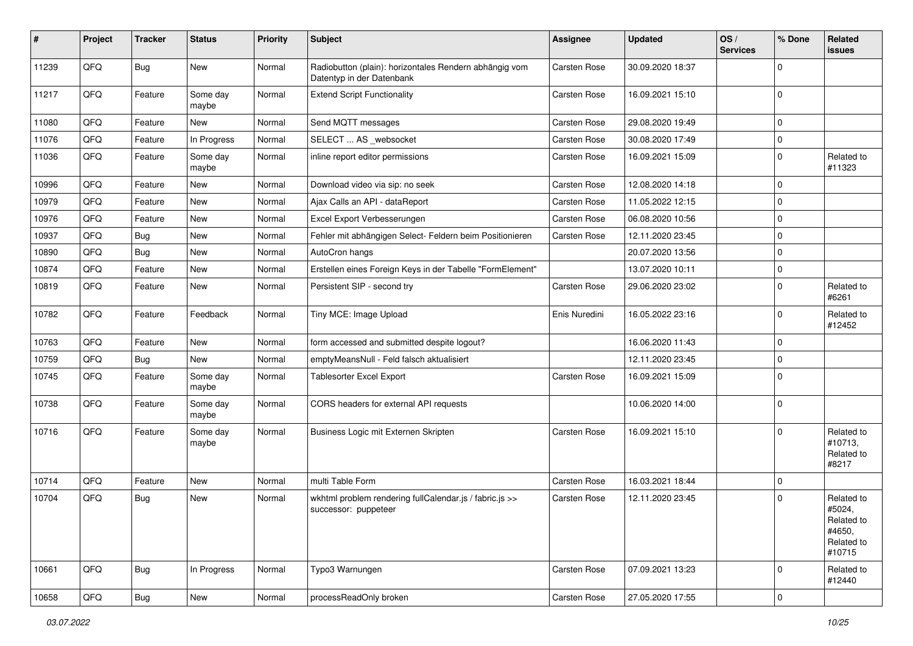| # | Project | Tracker | Status | Priority | Subject | Assignee | Updated | OS / Services | % Done | Related issues |
|---|---|---|---|---|---|---|---|---|---|---|
| 11239 | QFQ | Bug | New | Normal | Radiobutton (plain): horizontales Rendern abhängig vom Datentyp in der Datenbank | Carsten Rose | 30.09.2020 18:37 | | 0 | |
| 11217 | QFQ | Feature | Some day maybe | Normal | Extend Script Functionality | Carsten Rose | 16.09.2021 15:10 | | 0 | |
| 11080 | QFQ | Feature | New | Normal | Send MQTT messages | Carsten Rose | 29.08.2020 19:49 | | 0 | |
| 11076 | QFQ | Feature | In Progress | Normal | SELECT ... AS _websocket | Carsten Rose | 30.08.2020 17:49 | | 0 | |
| 11036 | QFQ | Feature | Some day maybe | Normal | inline report editor permissions | Carsten Rose | 16.09.2021 15:09 | | 0 | Related to #11323 |
| 10996 | QFQ | Feature | New | Normal | Download video via sip: no seek | Carsten Rose | 12.08.2020 14:18 | | 0 | |
| 10979 | QFQ | Feature | New | Normal | Ajax Calls an API - dataReport | Carsten Rose | 11.05.2022 12:15 | | 0 | |
| 10976 | QFQ | Feature | New | Normal | Excel Export Verbesserungen | Carsten Rose | 06.08.2020 10:56 | | 0 | |
| 10937 | QFQ | Bug | New | Normal | Fehler mit abhängigen Select- Feldern beim Positionieren | Carsten Rose | 12.11.2020 23:45 | | 0 | |
| 10890 | QFQ | Bug | New | Normal | AutoCron hangs | | 20.07.2020 13:56 | | 0 | |
| 10874 | QFQ | Feature | New | Normal | Erstellen eines Foreign Keys in der Tabelle "FormElement" | | 13.07.2020 10:11 | | 0 | |
| 10819 | QFQ | Feature | New | Normal | Persistent SIP - second try | Carsten Rose | 29.06.2020 23:02 | | 0 | Related to #6261 |
| 10782 | QFQ | Feature | Feedback | Normal | Tiny MCE: Image Upload | Enis Nuredini | 16.05.2022 23:16 | | 0 | Related to #12452 |
| 10763 | QFQ | Feature | New | Normal | form accessed and submitted despite logout? | | 16.06.2020 11:43 | | 0 | |
| 10759 | QFQ | Bug | New | Normal | emptyMeansNull - Feld falsch aktualisiert | | 12.11.2020 23:45 | | 0 | |
| 10745 | QFQ | Feature | Some day maybe | Normal | Tablesorter Excel Export | Carsten Rose | 16.09.2021 15:09 | | 0 | |
| 10738 | QFQ | Feature | Some day maybe | Normal | CORS headers for external API requests | | 10.06.2020 14:00 | | 0 | |
| 10716 | QFQ | Feature | Some day maybe | Normal | Business Logic mit Externen Skripten | Carsten Rose | 16.09.2021 15:10 | | 0 | Related to #10713, Related to #8217 |
| 10714 | QFQ | Feature | New | Normal | multi Table Form | Carsten Rose | 16.03.2021 18:44 | | 0 | |
| 10704 | QFQ | Bug | New | Normal | wkhtml problem rendering fullCalendar.js / fabric.js >> successor: puppeteer | Carsten Rose | 12.11.2020 23:45 | | 0 | Related to #5024, Related to #4650, Related to #10715 |
| 10661 | QFQ | Bug | In Progress | Normal | Typo3 Warnungen | Carsten Rose | 07.09.2021 13:23 | | 0 | Related to #12440 |
| 10658 | QFQ | Bug | New | Normal | processReadOnly broken | Carsten Rose | 27.05.2020 17:55 | | 0 | |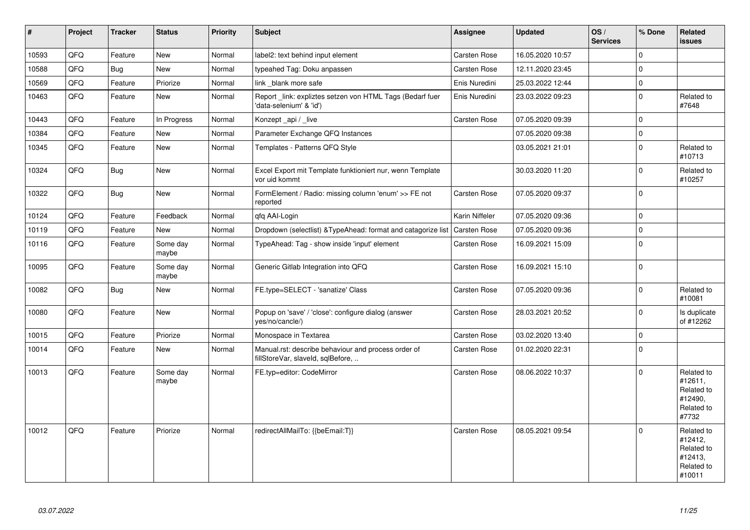| # | Project | Tracker | Status | Priority | Subject | Assignee | Updated | OS / Services | % Done | Related issues |
|---|---|---|---|---|---|---|---|---|---|---|
| 10593 | QFQ | Feature | New | Normal | label2: text behind input element | Carsten Rose | 16.05.2020 10:57 | | 0 | |
| 10588 | QFQ | Bug | New | Normal | typeahed Tag: Doku anpassen | Carsten Rose | 12.11.2020 23:45 | | 0 | |
| 10569 | QFQ | Feature | Priorize | Normal | link _blank more safe | Enis Nuredini | 25.03.2022 12:44 | | 0 | |
| 10463 | QFQ | Feature | New | Normal | Report _link: expliztes setzen von HTML Tags (Bedarf fuer 'data-selenium' & 'id') | Enis Nuredini | 23.03.2022 09:23 | | 0 | Related to #7648 |
| 10443 | QFQ | Feature | In Progress | Normal | Konzept _api / _live | Carsten Rose | 07.05.2020 09:39 | | 0 | |
| 10384 | QFQ | Feature | New | Normal | Parameter Exchange QFQ Instances | | 07.05.2020 09:38 | | 0 | |
| 10345 | QFQ | Feature | New | Normal | Templates - Patterns QFQ Style | | 03.05.2021 21:01 | | 0 | Related to #10713 |
| 10324 | QFQ | Bug | New | Normal | Excel Export mit Template funktioniert nur, wenn Template vor uid kommt | | 30.03.2020 11:20 | | 0 | Related to #10257 |
| 10322 | QFQ | Bug | New | Normal | FormElement / Radio: missing column 'enum' >> FE not reported | Carsten Rose | 07.05.2020 09:37 | | 0 | |
| 10124 | QFQ | Feature | Feedback | Normal | qfq AAI-Login | Karin Niffeler | 07.05.2020 09:36 | | 0 | |
| 10119 | QFQ | Feature | New | Normal | Dropdown (selectlist) &TypeAhead: format and catagorize list | Carsten Rose | 07.05.2020 09:36 | | 0 | |
| 10116 | QFQ | Feature | Some day maybe | Normal | TypeAhead: Tag - show inside 'input' element | Carsten Rose | 16.09.2021 15:09 | | 0 | |
| 10095 | QFQ | Feature | Some day maybe | Normal | Generic Gitlab Integration into QFQ | Carsten Rose | 16.09.2021 15:10 | | 0 | |
| 10082 | QFQ | Bug | New | Normal | FE.type=SELECT - 'sanatize' Class | Carsten Rose | 07.05.2020 09:36 | | 0 | Related to #10081 |
| 10080 | QFQ | Feature | New | Normal | Popup on 'save' / 'close': configure dialog (answer yes/no/cancle/) | Carsten Rose | 28.03.2021 20:52 | | 0 | Is duplicate of #12262 |
| 10015 | QFQ | Feature | Priorize | Normal | Monospace in Textarea | Carsten Rose | 03.02.2020 13:40 | | 0 | |
| 10014 | QFQ | Feature | New | Normal | Manual.rst: describe behaviour and process order of fillStoreVar, slaveId, sqlBefore, .. | Carsten Rose | 01.02.2020 22:31 | | 0 | |
| 10013 | QFQ | Feature | Some day maybe | Normal | FE.typ=editor: CodeMirror | Carsten Rose | 08.06.2022 10:37 | | 0 | Related to #12611, Related to #12490, Related to #7732 |
| 10012 | QFQ | Feature | Priorize | Normal | redirectAllMailTo: {{beEmail:T}} | Carsten Rose | 08.05.2021 09:54 | | 0 | Related to #12412, Related to #12413, Related to #10011 |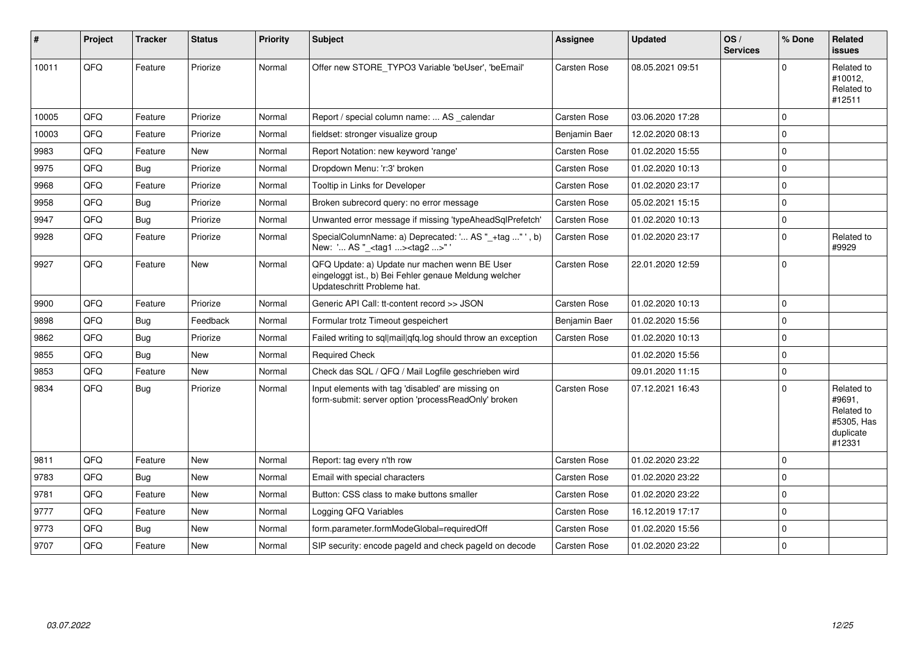| # | Project | Tracker | Status | Priority | Subject | Assignee | Updated | OS / Services | % Done | Related issues |
|---|---|---|---|---|---|---|---|---|---|---|
| 10011 | QFQ | Feature | Priorize | Normal | Offer new STORE_TYPO3 Variable 'beUser', 'beEmail' | Carsten Rose | 08.05.2021 09:51 | | 0 | Related to #10012, Related to #12511 |
| 10005 | QFQ | Feature | Priorize | Normal | Report / special column name: ... AS _calendar | Carsten Rose | 03.06.2020 17:28 | | 0 | |
| 10003 | QFQ | Feature | Priorize | Normal | fieldset: stronger visualize group | Benjamin Baer | 12.02.2020 08:13 | | 0 | |
| 9983 | QFQ | Feature | New | Normal | Report Notation: new keyword 'range' | Carsten Rose | 01.02.2020 15:55 | | 0 | |
| 9975 | QFQ | Bug | Priorize | Normal | Dropdown Menu: 'r:3' broken | Carsten Rose | 01.02.2020 10:13 | | 0 | |
| 9968 | QFQ | Feature | Priorize | Normal | Tooltip in Links for Developer | Carsten Rose | 01.02.2020 23:17 | | 0 | |
| 9958 | QFQ | Bug | Priorize | Normal | Broken subrecord query: no error message | Carsten Rose | 05.02.2021 15:15 | | 0 | |
| 9947 | QFQ | Bug | Priorize | Normal | Unwanted error message if missing 'typeAheadSqlPrefetch' | Carsten Rose | 01.02.2020 10:13 | | 0 | |
| 9928 | QFQ | Feature | Priorize | Normal | SpecialColumnName: a) Deprecated: '... AS "_+tag ..." ', b) New: '... AS "_<tag1 ...><tag2 ...>" ' | Carsten Rose | 01.02.2020 23:17 | | 0 | Related to #9929 |
| 9927 | QFQ | Feature | New | Normal | QFQ Update: a) Update nur machen wenn BE User eingeloggt ist., b) Bei Fehler genaue Meldung welcher Updateschritt Probleme hat. | Carsten Rose | 22.01.2020 12:59 | | 0 | |
| 9900 | QFQ | Feature | Priorize | Normal | Generic API Call: tt-content record >> JSON | Carsten Rose | 01.02.2020 10:13 | | 0 | |
| 9898 | QFQ | Bug | Feedback | Normal | Formular trotz Timeout gespeichert | Benjamin Baer | 01.02.2020 15:56 | | 0 | |
| 9862 | QFQ | Bug | Priorize | Normal | Failed writing to sql\|mail\|qfq.log should throw an exception | Carsten Rose | 01.02.2020 10:13 | | 0 | |
| 9855 | QFQ | Bug | New | Normal | Required Check | | 01.02.2020 15:56 | | 0 | |
| 9853 | QFQ | Feature | New | Normal | Check das SQL / QFQ / Mail Logfile geschrieben wird | | 09.01.2020 11:15 | | 0 | |
| 9834 | QFQ | Bug | Priorize | Normal | Input elements with tag 'disabled' are missing on form-submit: server option 'processReadOnly' broken | Carsten Rose | 07.12.2021 16:43 | | 0 | Related to #9691, Related to #5305, Has duplicate #12331 |
| 9811 | QFQ | Feature | New | Normal | Report: tag every n'th row | Carsten Rose | 01.02.2020 23:22 | | 0 | |
| 9783 | QFQ | Bug | New | Normal | Email with special characters | Carsten Rose | 01.02.2020 23:22 | | 0 | |
| 9781 | QFQ | Feature | New | Normal | Button: CSS class to make buttons smaller | Carsten Rose | 01.02.2020 23:22 | | 0 | |
| 9777 | QFQ | Feature | New | Normal | Logging QFQ Variables | Carsten Rose | 16.12.2019 17:17 | | 0 | |
| 9773 | QFQ | Bug | New | Normal | form.parameter.formModeGlobal=requiredOff | Carsten Rose | 01.02.2020 15:56 | | 0 | |
| 9707 | QFQ | Feature | New | Normal | SIP security: encode pageId and check pageId on decode | Carsten Rose | 01.02.2020 23:22 | | 0 | |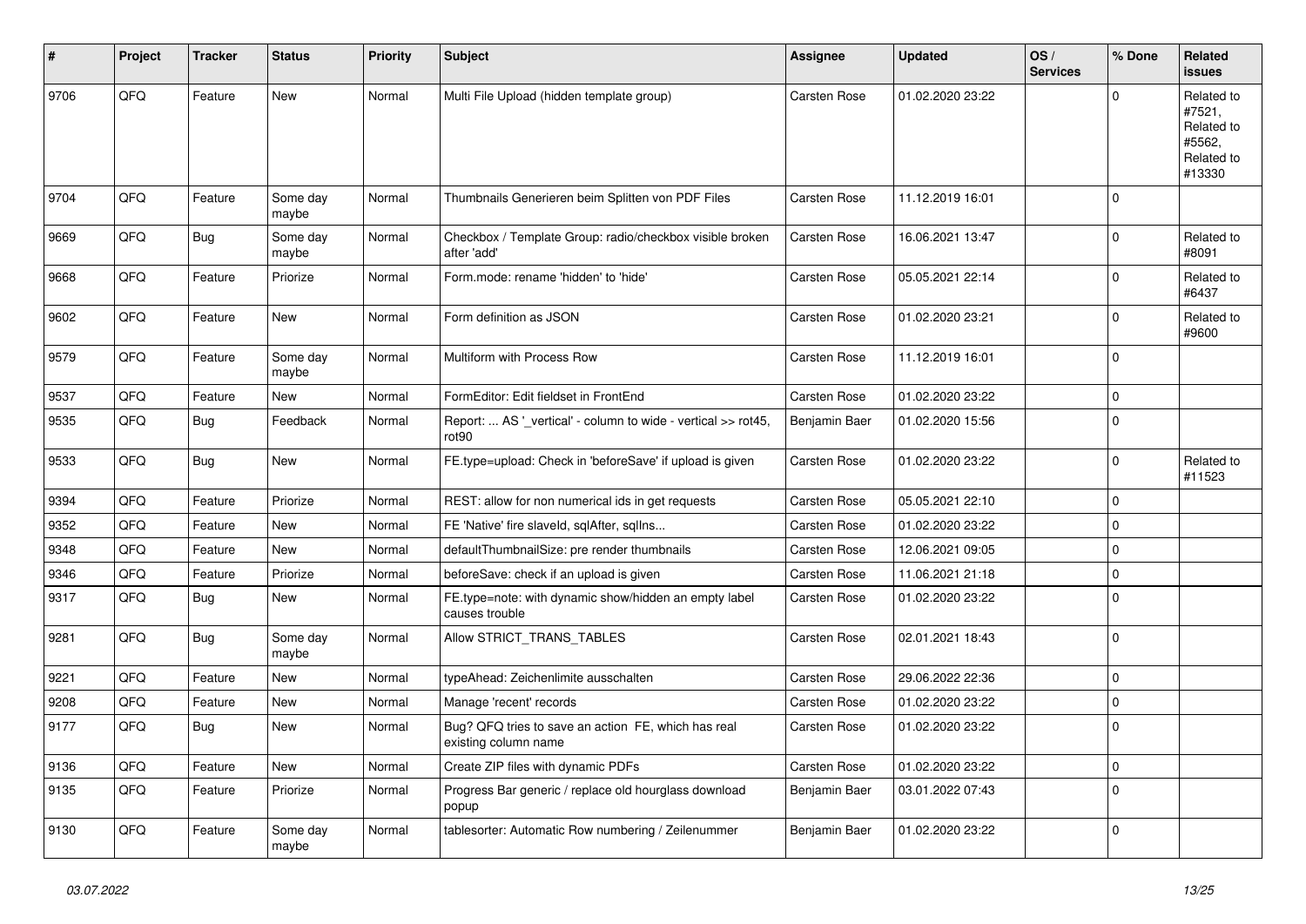| # | Project | Tracker | Status | Priority | Subject | Assignee | Updated | OS / Services | % Done | Related issues |
|---|---|---|---|---|---|---|---|---|---|---|
| 9706 | QFQ | Feature | New | Normal | Multi File Upload (hidden template group) | Carsten Rose | 01.02.2020 23:22 | | 0 | Related to #7521, Related to #5562, Related to #13330 |
| 9704 | QFQ | Feature | Some day maybe | Normal | Thumbnails Generieren beim Splitten von PDF Files | Carsten Rose | 11.12.2019 16:01 | | 0 | |
| 9669 | QFQ | Bug | Some day maybe | Normal | Checkbox / Template Group: radio/checkbox visible broken after 'add' | Carsten Rose | 16.06.2021 13:47 | | 0 | Related to #8091 |
| 9668 | QFQ | Feature | Priorize | Normal | Form.mode: rename 'hidden' to 'hide' | Carsten Rose | 05.05.2021 22:14 | | 0 | Related to #6437 |
| 9602 | QFQ | Feature | New | Normal | Form definition as JSON | Carsten Rose | 01.02.2020 23:21 | | 0 | Related to #9600 |
| 9579 | QFQ | Feature | Some day maybe | Normal | Multiform with Process Row | Carsten Rose | 11.12.2019 16:01 | | 0 | |
| 9537 | QFQ | Feature | New | Normal | FormEditor: Edit fieldset in FrontEnd | Carsten Rose | 01.02.2020 23:22 | | 0 | |
| 9535 | QFQ | Bug | Feedback | Normal | Report: ... AS '_vertical' - column to wide - vertical >> rot45, rot90 | Benjamin Baer | 01.02.2020 15:56 | | 0 | |
| 9533 | QFQ | Bug | New | Normal | FE.type=upload: Check in 'beforeSave' if upload is given | Carsten Rose | 01.02.2020 23:22 | | 0 | Related to #11523 |
| 9394 | QFQ | Feature | Priorize | Normal | REST: allow for non numerical ids in get requests | Carsten Rose | 05.05.2021 22:10 | | 0 | |
| 9352 | QFQ | Feature | New | Normal | FE 'Native' fire slaveId, sqlAfter, sqlIns... | Carsten Rose | 01.02.2020 23:22 | | 0 | |
| 9348 | QFQ | Feature | New | Normal | defaultThumbnailSize: pre render thumbnails | Carsten Rose | 12.06.2021 09:05 | | 0 | |
| 9346 | QFQ | Feature | Priorize | Normal | beforeSave: check if an upload is given | Carsten Rose | 11.06.2021 21:18 | | 0 | |
| 9317 | QFQ | Bug | New | Normal | FE.type=note: with dynamic show/hidden an empty label causes trouble | Carsten Rose | 01.02.2020 23:22 | | 0 | |
| 9281 | QFQ | Bug | Some day maybe | Normal | Allow STRICT_TRANS_TABLES | Carsten Rose | 02.01.2021 18:43 | | 0 | |
| 9221 | QFQ | Feature | New | Normal | typeAhead: Zeichenlimite ausschalten | Carsten Rose | 29.06.2022 22:36 | | 0 | |
| 9208 | QFQ | Feature | New | Normal | Manage 'recent' records | Carsten Rose | 01.02.2020 23:22 | | 0 | |
| 9177 | QFQ | Bug | New | Normal | Bug? QFQ tries to save an action FE, which has real existing column name | Carsten Rose | 01.02.2020 23:22 | | 0 | |
| 9136 | QFQ | Feature | New | Normal | Create ZIP files with dynamic PDFs | Carsten Rose | 01.02.2020 23:22 | | 0 | |
| 9135 | QFQ | Feature | Priorize | Normal | Progress Bar generic / replace old hourglass download popup | Benjamin Baer | 03.01.2022 07:43 | | 0 | |
| 9130 | QFQ | Feature | Some day maybe | Normal | tablesorter: Automatic Row numbering / Zeilenummer | Benjamin Baer | 01.02.2020 23:22 | | 0 | |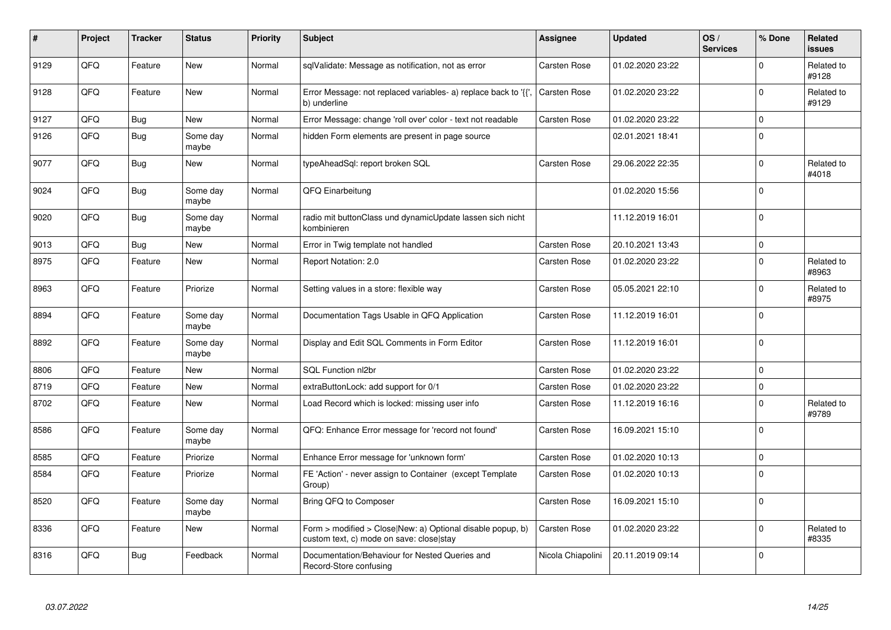| # | Project | Tracker | Status | Priority | Subject | Assignee | Updated | OS / Services | % Done | Related issues |
|---|---|---|---|---|---|---|---|---|---|---|
| 9129 | QFQ | Feature | New | Normal | sqlValidate: Message as notification, not as error | Carsten Rose | 01.02.2020 23:22 | | 0 | Related to #9128 |
| 9128 | QFQ | Feature | New | Normal | Error Message: not replaced variables- a) replace back to '{{', b) underline | Carsten Rose | 01.02.2020 23:22 | | 0 | Related to #9129 |
| 9127 | QFQ | Bug | New | Normal | Error Message: change 'roll over' color - text not readable | Carsten Rose | 01.02.2020 23:22 | | 0 | |
| 9126 | QFQ | Bug | Some day maybe | Normal | hidden Form elements are present in page source | | 02.01.2021 18:41 | | 0 | |
| 9077 | QFQ | Bug | New | Normal | typeAheadSql: report broken SQL | Carsten Rose | 29.06.2022 22:35 | | 0 | Related to #4018 |
| 9024 | QFQ | Bug | Some day maybe | Normal | QFQ Einarbeitung | | 01.02.2020 15:56 | | 0 | |
| 9020 | QFQ | Bug | Some day maybe | Normal | radio mit buttonClass und dynamicUpdate lassen sich nicht kombinieren | | 11.12.2019 16:01 | | 0 | |
| 9013 | QFQ | Bug | New | Normal | Error in Twig template not handled | Carsten Rose | 20.10.2021 13:43 | | 0 | |
| 8975 | QFQ | Feature | New | Normal | Report Notation: 2.0 | Carsten Rose | 01.02.2020 23:22 | | 0 | Related to #8963 |
| 8963 | QFQ | Feature | Priorize | Normal | Setting values in a store: flexible way | Carsten Rose | 05.05.2021 22:10 | | 0 | Related to #8975 |
| 8894 | QFQ | Feature | Some day maybe | Normal | Documentation Tags Usable in QFQ Application | Carsten Rose | 11.12.2019 16:01 | | 0 | |
| 8892 | QFQ | Feature | Some day maybe | Normal | Display and Edit SQL Comments in Form Editor | Carsten Rose | 11.12.2019 16:01 | | 0 | |
| 8806 | QFQ | Feature | New | Normal | SQL Function nl2br | Carsten Rose | 01.02.2020 23:22 | | 0 | |
| 8719 | QFQ | Feature | New | Normal | extraButtonLock: add support for 0/1 | Carsten Rose | 01.02.2020 23:22 | | 0 | |
| 8702 | QFQ | Feature | New | Normal | Load Record which is locked: missing user info | Carsten Rose | 11.12.2019 16:16 | | 0 | Related to #9789 |
| 8586 | QFQ | Feature | Some day maybe | Normal | QFQ: Enhance Error message for 'record not found' | Carsten Rose | 16.09.2021 15:10 | | 0 | |
| 8585 | QFQ | Feature | Priorize | Normal | Enhance Error message for 'unknown form' | Carsten Rose | 01.02.2020 10:13 | | 0 | |
| 8584 | QFQ | Feature | Priorize | Normal | FE 'Action' - never assign to Container (except Template Group) | Carsten Rose | 01.02.2020 10:13 | | 0 | |
| 8520 | QFQ | Feature | Some day maybe | Normal | Bring QFQ to Composer | Carsten Rose | 16.09.2021 15:10 | | 0 | |
| 8336 | QFQ | Feature | New | Normal | Form > modified > Close\|New: a) Optional disable popup, b) custom text, c) mode on save: close\|stay | Carsten Rose | 01.02.2020 23:22 | | 0 | Related to #8335 |
| 8316 | QFQ | Bug | Feedback | Normal | Documentation/Behaviour for Nested Queries and Record-Store confusing | Nicola Chiapolini | 20.11.2019 09:14 | | 0 | |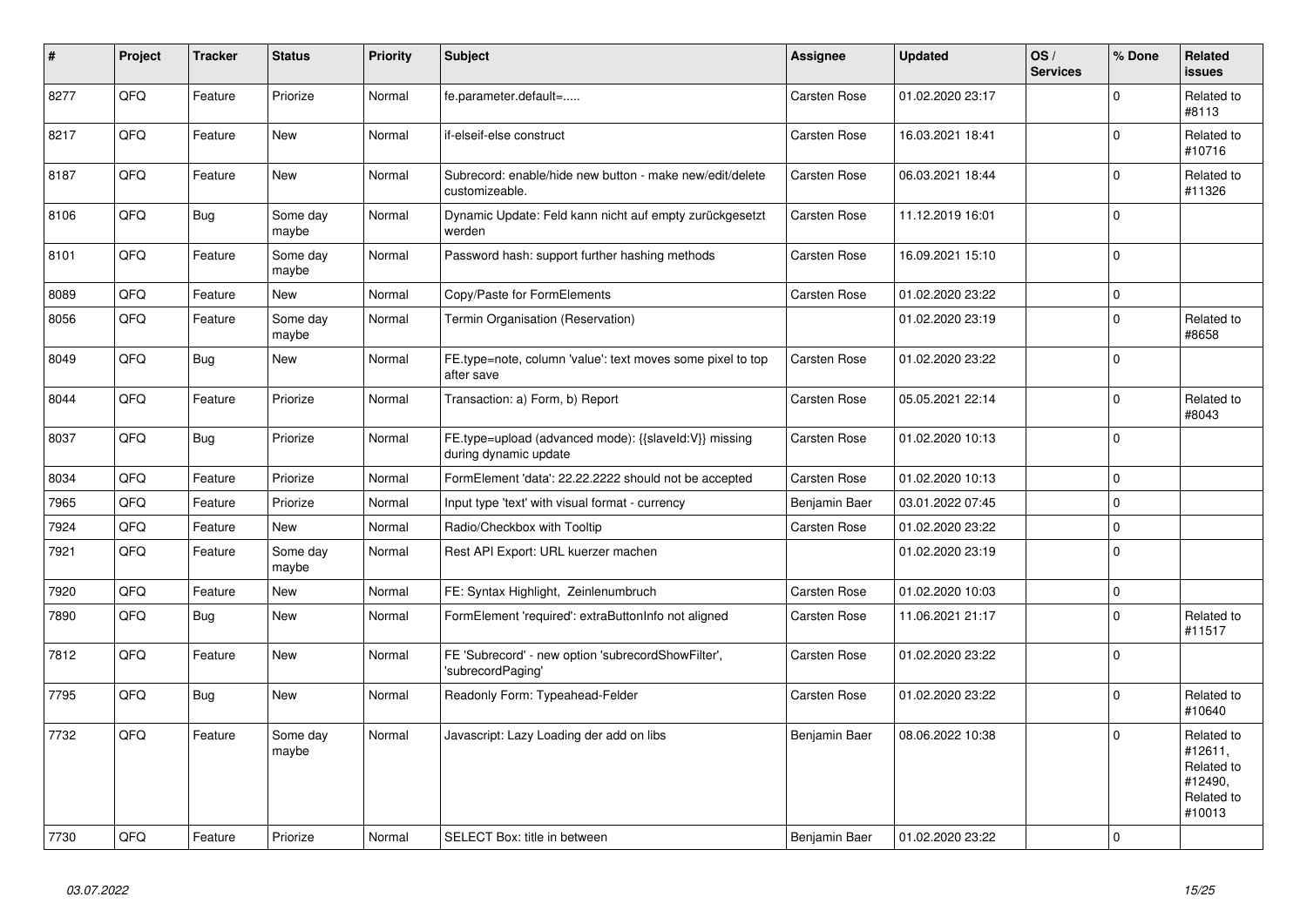| # | Project | Tracker | Status | Priority | Subject | Assignee | Updated | OS / Services | % Done | Related issues |
|---|---|---|---|---|---|---|---|---|---|---|
| 8277 | QFQ | Feature | Priorize | Normal | fe.parameter.default=..... | Carsten Rose | 01.02.2020 23:17 | | 0 | Related to #8113 |
| 8217 | QFQ | Feature | New | Normal | if-elseif-else construct | Carsten Rose | 16.03.2021 18:41 | | 0 | Related to #10716 |
| 8187 | QFQ | Feature | New | Normal | Subrecord: enable/hide new button - make new/edit/delete customizeable. | Carsten Rose | 06.03.2021 18:44 | | 0 | Related to #11326 |
| 8106 | QFQ | Bug | Some day maybe | Normal | Dynamic Update: Feld kann nicht auf empty zurückgesetzt werden | Carsten Rose | 11.12.2019 16:01 | | 0 | |
| 8101 | QFQ | Feature | Some day maybe | Normal | Password hash: support further hashing methods | Carsten Rose | 16.09.2021 15:10 | | 0 | |
| 8089 | QFQ | Feature | New | Normal | Copy/Paste for FormElements | Carsten Rose | 01.02.2020 23:22 | | 0 | |
| 8056 | QFQ | Feature | Some day maybe | Normal | Termin Organisation (Reservation) | | 01.02.2020 23:19 | | 0 | Related to #8658 |
| 8049 | QFQ | Bug | New | Normal | FE.type=note, column 'value': text moves some pixel to top after save | Carsten Rose | 01.02.2020 23:22 | | 0 | |
| 8044 | QFQ | Feature | Priorize | Normal | Transaction: a) Form, b) Report | Carsten Rose | 05.05.2021 22:14 | | 0 | Related to #8043 |
| 8037 | QFQ | Bug | Priorize | Normal | FE.type=upload (advanced mode): {{slaveId:V}} missing during dynamic update | Carsten Rose | 01.02.2020 10:13 | | 0 | |
| 8034 | QFQ | Feature | Priorize | Normal | FormElement 'data': 22.22.2222 should not be accepted | Carsten Rose | 01.02.2020 10:13 | | 0 | |
| 7965 | QFQ | Feature | Priorize | Normal | Input type 'text' with visual format - currency | Benjamin Baer | 03.01.2022 07:45 | | 0 | |
| 7924 | QFQ | Feature | New | Normal | Radio/Checkbox with Tooltip | Carsten Rose | 01.02.2020 23:22 | | 0 | |
| 7921 | QFQ | Feature | Some day maybe | Normal | Rest API Export: URL kuerzer machen | | 01.02.2020 23:19 | | 0 | |
| 7920 | QFQ | Feature | New | Normal | FE: Syntax Highlight, Zeinlenumbruch | Carsten Rose | 01.02.2020 10:03 | | 0 | |
| 7890 | QFQ | Bug | New | Normal | FormElement 'required': extraButtonInfo not aligned | Carsten Rose | 11.06.2021 21:17 | | 0 | Related to #11517 |
| 7812 | QFQ | Feature | New | Normal | FE 'Subrecord' - new option 'subrecordShowFilter', 'subrecordPaging' | Carsten Rose | 01.02.2020 23:22 | | 0 | |
| 7795 | QFQ | Bug | New | Normal | Readonly Form: Typeahead-Felder | Carsten Rose | 01.02.2020 23:22 | | 0 | Related to #10640 |
| 7732 | QFQ | Feature | Some day maybe | Normal | Javascript: Lazy Loading der add on libs | Benjamin Baer | 08.06.2022 10:38 | | 0 | Related to #12611, Related to #12490, Related to #10013 |
| 7730 | QFQ | Feature | Priorize | Normal | SELECT Box: title in between | Benjamin Baer | 01.02.2020 23:22 | | 0 | |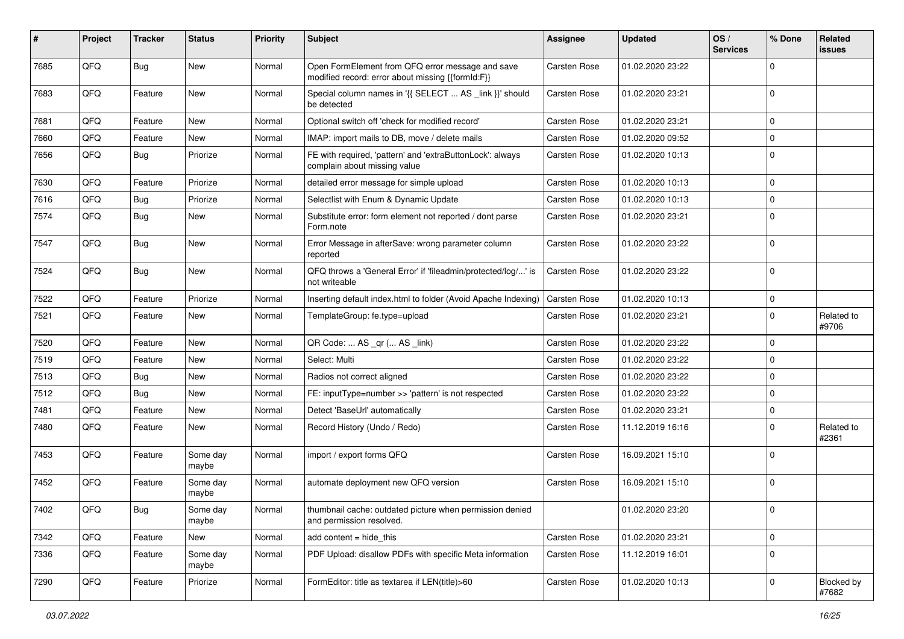| # | Project | Tracker | Status | Priority | Subject | Assignee | Updated | OS / Services | % Done | Related issues |
|---|---|---|---|---|---|---|---|---|---|---|
| 7685 | QFQ | Bug | New | Normal | Open FormElement from QFQ error message and save modified record: error about missing {{formId:F}} | Carsten Rose | 01.02.2020 23:22 | | 0 | |
| 7683 | QFQ | Feature | New | Normal | Special column names in '{{ SELECT ... AS _link }}' should be detected | Carsten Rose | 01.02.2020 23:21 | | 0 | |
| 7681 | QFQ | Feature | New | Normal | Optional switch off 'check for modified record' | Carsten Rose | 01.02.2020 23:21 | | 0 | |
| 7660 | QFQ | Feature | New | Normal | IMAP: import mails to DB, move / delete mails | Carsten Rose | 01.02.2020 09:52 | | 0 | |
| 7656 | QFQ | Bug | Priorize | Normal | FE with required, 'pattern' and 'extraButtonLock': always complain about missing value | Carsten Rose | 01.02.2020 10:13 | | 0 | |
| 7630 | QFQ | Feature | Priorize | Normal | detailed error message for simple upload | Carsten Rose | 01.02.2020 10:13 | | 0 | |
| 7616 | QFQ | Bug | Priorize | Normal | Selectlist with Enum & Dynamic Update | Carsten Rose | 01.02.2020 10:13 | | 0 | |
| 7574 | QFQ | Bug | New | Normal | Substitute error: form element not reported / dont parse Form.note | Carsten Rose | 01.02.2020 23:21 | | 0 | |
| 7547 | QFQ | Bug | New | Normal | Error Message in afterSave: wrong parameter column reported | Carsten Rose | 01.02.2020 23:22 | | 0 | |
| 7524 | QFQ | Bug | New | Normal | QFQ throws a 'General Error' if 'fileadmin/protected/log/...' is not writeable | Carsten Rose | 01.02.2020 23:22 | | 0 | |
| 7522 | QFQ | Feature | Priorize | Normal | Inserting default index.html to folder (Avoid Apache Indexing) | Carsten Rose | 01.02.2020 10:13 | | 0 | |
| 7521 | QFQ | Feature | New | Normal | TemplateGroup: fe.type=upload | Carsten Rose | 01.02.2020 23:21 | | 0 | Related to #9706 |
| 7520 | QFQ | Feature | New | Normal | QR Code: ... AS _qr ( ... AS _link) | Carsten Rose | 01.02.2020 23:22 | | 0 | |
| 7519 | QFQ | Feature | New | Normal | Select: Multi | Carsten Rose | 01.02.2020 23:22 | | 0 | |
| 7513 | QFQ | Bug | New | Normal | Radios not correct aligned | Carsten Rose | 01.02.2020 23:22 | | 0 | |
| 7512 | QFQ | Bug | New | Normal | FE: inputType=number >> 'pattern' is not respected | Carsten Rose | 01.02.2020 23:22 | | 0 | |
| 7481 | QFQ | Feature | New | Normal | Detect 'BaseUrl' automatically | Carsten Rose | 01.02.2020 23:21 | | 0 | |
| 7480 | QFQ | Feature | New | Normal | Record History (Undo / Redo) | Carsten Rose | 11.12.2019 16:16 | | 0 | Related to #2361 |
| 7453 | QFQ | Feature | Some day maybe | Normal | import / export forms QFQ | Carsten Rose | 16.09.2021 15:10 | | 0 | |
| 7452 | QFQ | Feature | Some day maybe | Normal | automate deployment new QFQ version | Carsten Rose | 16.09.2021 15:10 | | 0 | |
| 7402 | QFQ | Bug | Some day maybe | Normal | thumbnail cache: outdated picture when permission denied and permission resolved. | | 01.02.2020 23:20 | | 0 | |
| 7342 | QFQ | Feature | New | Normal | add content = hide_this | Carsten Rose | 01.02.2020 23:21 | | 0 | |
| 7336 | QFQ | Feature | Some day maybe | Normal | PDF Upload: disallow PDFs with specific Meta information | Carsten Rose | 11.12.2019 16:01 | | 0 | |
| 7290 | QFQ | Feature | Priorize | Normal | FormEditor: title as textarea if LEN(title)>60 | Carsten Rose | 01.02.2020 10:13 | | 0 | Blocked by #7682 |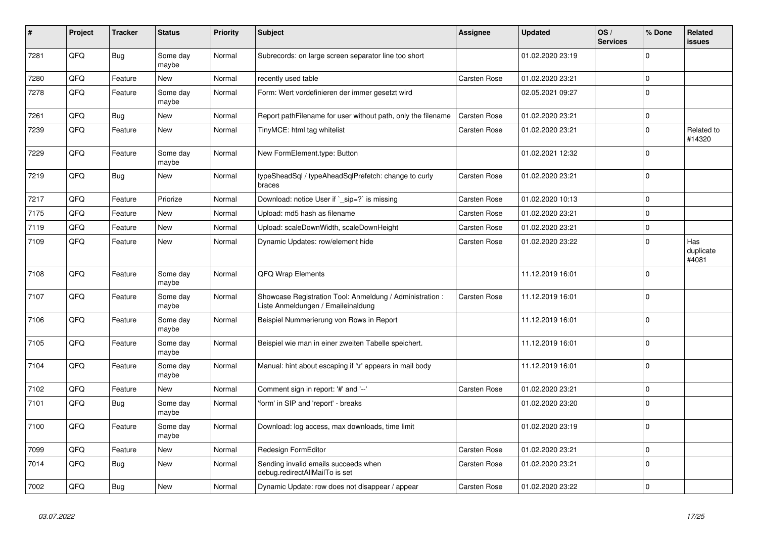| # | Project | Tracker | Status | Priority | Subject | Assignee | Updated | OS / Services | % Done | Related issues |
|---|---|---|---|---|---|---|---|---|---|---|
| 7281 | QFQ | Bug | Some day maybe | Normal | Subrecords: on large screen separator line too short | | 01.02.2020 23:19 | | 0 | |
| 7280 | QFQ | Feature | New | Normal | recently used table | Carsten Rose | 01.02.2020 23:21 | | 0 | |
| 7278 | QFQ | Feature | Some day maybe | Normal | Form: Wert vordefinieren der immer gesetzt wird | | 02.05.2021 09:27 | | 0 | |
| 7261 | QFQ | Bug | New | Normal | Report pathFilename for user without path, only the filename | Carsten Rose | 01.02.2020 23:21 | | 0 | |
| 7239 | QFQ | Feature | New | Normal | TinyMCE: html tag whitelist | Carsten Rose | 01.02.2020 23:21 | | 0 | Related to #14320 |
| 7229 | QFQ | Feature | Some day maybe | Normal | New FormElement.type: Button | | 01.02.2021 12:32 | | 0 | |
| 7219 | QFQ | Bug | New | Normal | typeSheadSql / typeAheadSqlPrefetch: change to curly braces | Carsten Rose | 01.02.2020 23:21 | | 0 | |
| 7217 | QFQ | Feature | Priorize | Normal | Download: notice User if `_sip=?` is missing | Carsten Rose | 01.02.2020 10:13 | | 0 | |
| 7175 | QFQ | Feature | New | Normal | Upload: md5 hash as filename | Carsten Rose | 01.02.2020 23:21 | | 0 | |
| 7119 | QFQ | Feature | New | Normal | Upload: scaleDownWidth, scaleDownHeight | Carsten Rose | 01.02.2020 23:21 | | 0 | |
| 7109 | QFQ | Feature | New | Normal | Dynamic Updates: row/element hide | Carsten Rose | 01.02.2020 23:22 | | 0 | Has duplicate #4081 |
| 7108 | QFQ | Feature | Some day maybe | Normal | QFQ Wrap Elements | | 11.12.2019 16:01 | | 0 | |
| 7107 | QFQ | Feature | Some day maybe | Normal | Showcase Registration Tool: Anmeldung / Administration : Liste Anmeldungen / Emaileinaldung | Carsten Rose | 11.12.2019 16:01 | | 0 | |
| 7106 | QFQ | Feature | Some day maybe | Normal | Beispiel Nummerierung von Rows in Report | | 11.12.2019 16:01 | | 0 | |
| 7105 | QFQ | Feature | Some day maybe | Normal | Beispiel wie man in einer zweiten Tabelle speichert. | | 11.12.2019 16:01 | | 0 | |
| 7104 | QFQ | Feature | Some day maybe | Normal | Manual: hint about escaping if '\r' appears in mail body | | 11.12.2019 16:01 | | 0 | |
| 7102 | QFQ | Feature | New | Normal | Comment sign in report: '#' and '--' | Carsten Rose | 01.02.2020 23:21 | | 0 | |
| 7101 | QFQ | Bug | Some day maybe | Normal | 'form' in SIP and 'report' - breaks | | 01.02.2020 23:20 | | 0 | |
| 7100 | QFQ | Feature | Some day maybe | Normal | Download: log access, max downloads, time limit | | 01.02.2020 23:19 | | 0 | |
| 7099 | QFQ | Feature | New | Normal | Redesign FormEditor | Carsten Rose | 01.02.2020 23:21 | | 0 | |
| 7014 | QFQ | Bug | New | Normal | Sending invalid emails succeeds when debug.redirectAllMailTo is set | Carsten Rose | 01.02.2020 23:21 | | 0 | |
| 7002 | QFQ | Bug | New | Normal | Dynamic Update: row does not disappear / appear | Carsten Rose | 01.02.2020 23:22 | | 0 | |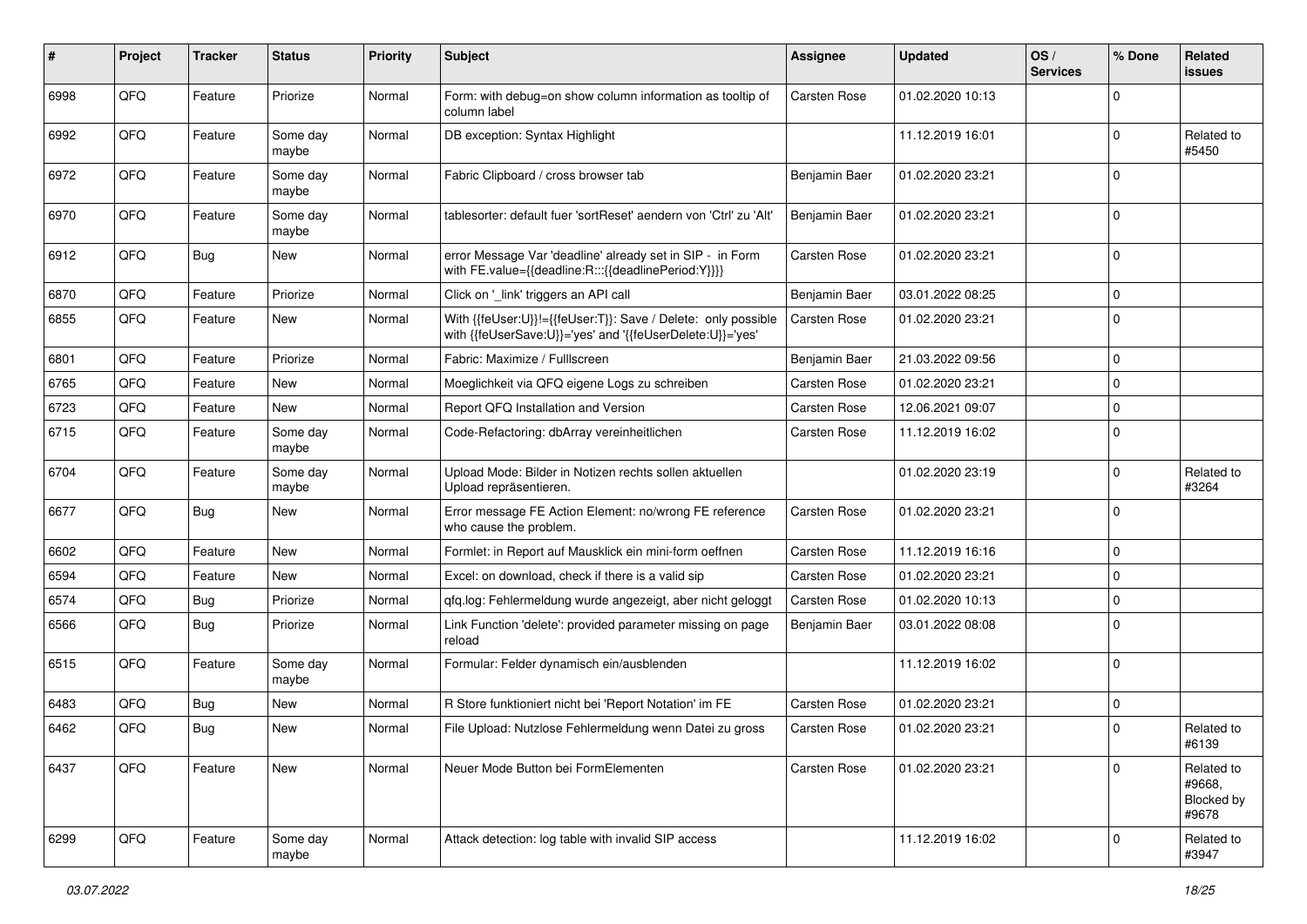| # | Project | Tracker | Status | Priority | Subject | Assignee | Updated | OS / Services | % Done | Related issues |
|---|---|---|---|---|---|---|---|---|---|---|
| 6998 | QFQ | Feature | Priorize | Normal | Form: with debug=on show column information as tooltip of column label | Carsten Rose | 01.02.2020 10:13 | | 0 | |
| 6992 | QFQ | Feature | Some day maybe | Normal | DB exception: Syntax Highlight | | 11.12.2019 16:01 | | 0 | Related to #5450 |
| 6972 | QFQ | Feature | Some day maybe | Normal | Fabric Clipboard / cross browser tab | Benjamin Baer | 01.02.2020 23:21 | | 0 | |
| 6970 | QFQ | Feature | Some day maybe | Normal | tablesorter: default fuer 'sortReset' aendern von 'Ctrl' zu 'Alt' | Benjamin Baer | 01.02.2020 23:21 | | 0 | |
| 6912 | QFQ | Bug | New | Normal | error Message Var 'deadline' already set in SIP - in Form with FE.value={{deadline:R:::{{deadlinePeriod:Y}}}} | Carsten Rose | 01.02.2020 23:21 | | 0 | |
| 6870 | QFQ | Feature | Priorize | Normal | Click on '_link' triggers an API call | Benjamin Baer | 03.01.2022 08:25 | | 0 | |
| 6855 | QFQ | Feature | New | Normal | With {{feUser:U}}!={{feUser:T}}: Save / Delete: only possible with {{feUserSave:U}}='yes' and '{{feUserDelete:U}}='yes' | Carsten Rose | 01.02.2020 23:21 | | 0 | |
| 6801 | QFQ | Feature | Priorize | Normal | Fabric: Maximize / Fulllscreen | Benjamin Baer | 21.03.2022 09:56 | | 0 | |
| 6765 | QFQ | Feature | New | Normal | Moeglichkeit via QFQ eigene Logs zu schreiben | Carsten Rose | 01.02.2020 23:21 | | 0 | |
| 6723 | QFQ | Feature | New | Normal | Report QFQ Installation and Version | Carsten Rose | 12.06.2021 09:07 | | 0 | |
| 6715 | QFQ | Feature | Some day maybe | Normal | Code-Refactoring: dbArray vereinheitlichen | Carsten Rose | 11.12.2019 16:02 | | 0 | |
| 6704 | QFQ | Feature | Some day maybe | Normal | Upload Mode: Bilder in Notizen rechts sollen aktuellen Upload repräsentieren. | | 01.02.2020 23:19 | | 0 | Related to #3264 |
| 6677 | QFQ | Bug | New | Normal | Error message FE Action Element: no/wrong FE reference who cause the problem. | Carsten Rose | 01.02.2020 23:21 | | 0 | |
| 6602 | QFQ | Feature | New | Normal | Formlet: in Report auf Mausklick ein mini-form oeffnen | Carsten Rose | 11.12.2019 16:16 | | 0 | |
| 6594 | QFQ | Feature | New | Normal | Excel: on download, check if there is a valid sip | Carsten Rose | 01.02.2020 23:21 | | 0 | |
| 6574 | QFQ | Bug | Priorize | Normal | qfq.log: Fehlermeldung wurde angezeigt, aber nicht geloggt | Carsten Rose | 01.02.2020 10:13 | | 0 | |
| 6566 | QFQ | Bug | Priorize | Normal | Link Function 'delete': provided parameter missing on page reload | Benjamin Baer | 03.01.2022 08:08 | | 0 | |
| 6515 | QFQ | Feature | Some day maybe | Normal | Formular: Felder dynamisch ein/ausblenden | | 11.12.2019 16:02 | | 0 | |
| 6483 | QFQ | Bug | New | Normal | R Store funktioniert nicht bei 'Report Notation' im FE | Carsten Rose | 01.02.2020 23:21 | | 0 | |
| 6462 | QFQ | Bug | New | Normal | File Upload: Nutzlose Fehlermeldung wenn Datei zu gross | Carsten Rose | 01.02.2020 23:21 | | 0 | Related to #6139 |
| 6437 | QFQ | Feature | New | Normal | Neuer Mode Button bei FormElementen | Carsten Rose | 01.02.2020 23:21 | | 0 | Related to #9668, Blocked by #9678 |
| 6299 | QFQ | Feature | Some day maybe | Normal | Attack detection: log table with invalid SIP access | | 11.12.2019 16:02 | | 0 | Related to #3947 |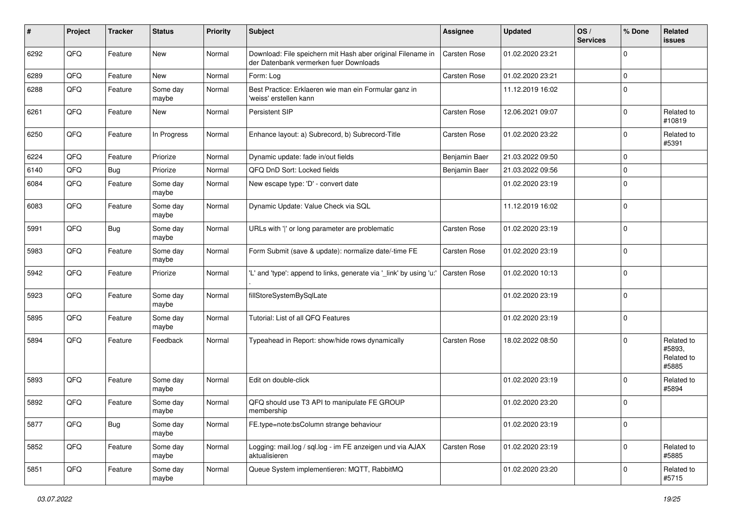| # | Project | Tracker | Status | Priority | Subject | Assignee | Updated | OS / Services | % Done | Related issues |
|---|---|---|---|---|---|---|---|---|---|---|
| 6292 | QFQ | Feature | New | Normal | Download: File speichern mit Hash aber original Filename in der Datenbank vermerken fuer Downloads | Carsten Rose | 01.02.2020 23:21 | | 0 | |
| 6289 | QFQ | Feature | New | Normal | Form: Log | Carsten Rose | 01.02.2020 23:21 | | 0 | |
| 6288 | QFQ | Feature | Some day maybe | Normal | Best Practice: Erklaeren wie man ein Formular ganz in 'weiss' erstellen kann | | 11.12.2019 16:02 | | 0 | |
| 6261 | QFQ | Feature | New | Normal | Persistent SIP | Carsten Rose | 12.06.2021 09:07 | | 0 | Related to #10819 |
| 6250 | QFQ | Feature | In Progress | Normal | Enhance layout: a) Subrecord, b) Subrecord-Title | Carsten Rose | 01.02.2020 23:22 | | 0 | Related to #5391 |
| 6224 | QFQ | Feature | Priorize | Normal | Dynamic update: fade in/out fields | Benjamin Baer | 21.03.2022 09:50 | | 0 | |
| 6140 | QFQ | Bug | Priorize | Normal | QFQ DnD Sort: Locked fields | Benjamin Baer | 21.03.2022 09:56 | | 0 | |
| 6084 | QFQ | Feature | Some day maybe | Normal | New escape type: 'D' - convert date | | 01.02.2020 23:19 | | 0 | |
| 6083 | QFQ | Feature | Some day maybe | Normal | Dynamic Update: Value Check via SQL | | 11.12.2019 16:02 | | 0 | |
| 5991 | QFQ | Bug | Some day maybe | Normal | URLs with '\|' or long parameter are problematic | Carsten Rose | 01.02.2020 23:19 | | 0 | |
| 5983 | QFQ | Feature | Some day maybe | Normal | Form Submit (save & update): normalize date/-time FE | Carsten Rose | 01.02.2020 23:19 | | 0 | |
| 5942 | QFQ | Feature | Priorize | Normal | 'L' and 'type': append to links, generate via '_link' by using 'u:' . | Carsten Rose | 01.02.2020 10:13 | | 0 | |
| 5923 | QFQ | Feature | Some day maybe | Normal | fillStoreSystemBySqlLate | | 01.02.2020 23:19 | | 0 | |
| 5895 | QFQ | Feature | Some day maybe | Normal | Tutorial: List of all QFQ Features | | 01.02.2020 23:19 | | 0 | |
| 5894 | QFQ | Feature | Feedback | Normal | Typeahead in Report: show/hide rows dynamically | Carsten Rose | 18.02.2022 08:50 | | 0 | Related to #5893, Related to #5885 |
| 5893 | QFQ | Feature | Some day maybe | Normal | Edit on double-click | | 01.02.2020 23:19 | | 0 | Related to #5894 |
| 5892 | QFQ | Feature | Some day maybe | Normal | QFQ should use T3 API to manipulate FE GROUP membership | | 01.02.2020 23:20 | | 0 | |
| 5877 | QFQ | Bug | Some day maybe | Normal | FE.type=note:bsColumn strange behaviour | | 01.02.2020 23:19 | | 0 | |
| 5852 | QFQ | Feature | Some day maybe | Normal | Logging: mail.log / sql.log - im FE anzeigen und via AJAX aktualisieren | Carsten Rose | 01.02.2020 23:19 | | 0 | Related to #5885 |
| 5851 | QFQ | Feature | Some day maybe | Normal | Queue System implementieren: MQTT, RabbitMQ | | 01.02.2020 23:20 | | 0 | Related to #5715 |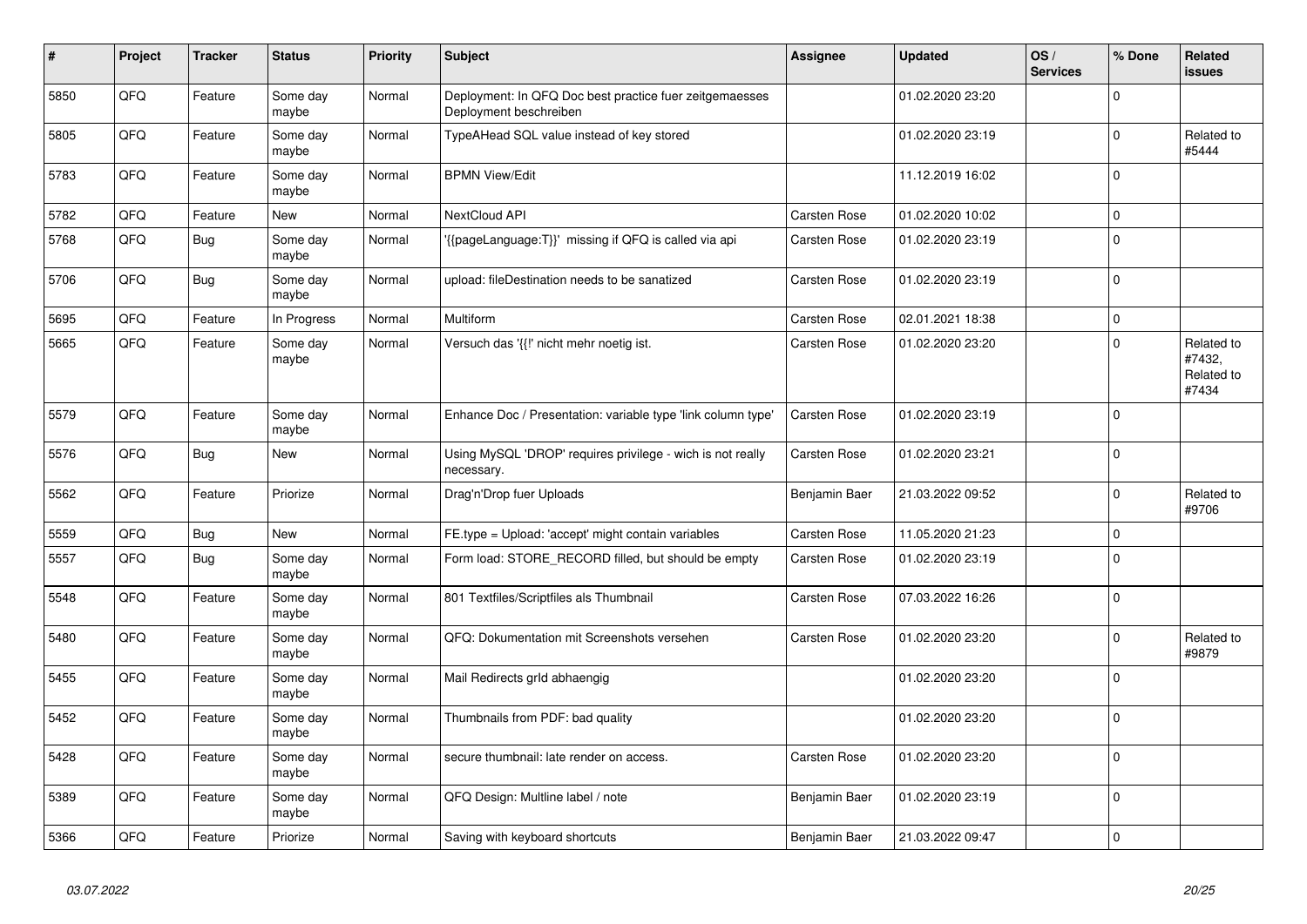| # | Project | Tracker | Status | Priority | Subject | Assignee | Updated | OS / Services | % Done | Related issues |
|---|---|---|---|---|---|---|---|---|---|---|
| 5850 | QFQ | Feature | Some day maybe | Normal | Deployment: In QFQ Doc best practice fuer zeitgemaesses Deployment beschreiben | | 01.02.2020 23:20 | | 0 | |
| 5805 | QFQ | Feature | Some day maybe | Normal | TypeAHead SQL value instead of key stored | | 01.02.2020 23:19 | | 0 | Related to #5444 |
| 5783 | QFQ | Feature | Some day maybe | Normal | BPMN View/Edit | | 11.12.2019 16:02 | | 0 | |
| 5782 | QFQ | Feature | New | Normal | NextCloud API | Carsten Rose | 01.02.2020 10:02 | | 0 | |
| 5768 | QFQ | Bug | Some day maybe | Normal | '{{pageLanguage:T}}' missing if QFQ is called via api | Carsten Rose | 01.02.2020 23:19 | | 0 | |
| 5706 | QFQ | Bug | Some day maybe | Normal | upload: fileDestination needs to be sanatized | Carsten Rose | 01.02.2020 23:19 | | 0 | |
| 5695 | QFQ | Feature | In Progress | Normal | Multiform | Carsten Rose | 02.01.2021 18:38 | | 0 | |
| 5665 | QFQ | Feature | Some day maybe | Normal | Versuch das '{{!' nicht mehr noetig ist. | Carsten Rose | 01.02.2020 23:20 | | 0 | Related to #7432, Related to #7434 |
| 5579 | QFQ | Feature | Some day maybe | Normal | Enhance Doc / Presentation: variable type 'link column type' | Carsten Rose | 01.02.2020 23:19 | | 0 | |
| 5576 | QFQ | Bug | New | Normal | Using MySQL 'DROP' requires privilege - wich is not really necessary. | Carsten Rose | 01.02.2020 23:21 | | 0 | |
| 5562 | QFQ | Feature | Priorize | Normal | Drag'n'Drop fuer Uploads | Benjamin Baer | 21.03.2022 09:52 | | 0 | Related to #9706 |
| 5559 | QFQ | Bug | New | Normal | FE.type = Upload: 'accept' might contain variables | Carsten Rose | 11.05.2020 21:23 | | 0 | |
| 5557 | QFQ | Bug | Some day maybe | Normal | Form load: STORE_RECORD filled, but should be empty | Carsten Rose | 01.02.2020 23:19 | | 0 | |
| 5548 | QFQ | Feature | Some day maybe | Normal | 801 Textfiles/Scriptfiles als Thumbnail | Carsten Rose | 07.03.2022 16:26 | | 0 | |
| 5480 | QFQ | Feature | Some day maybe | Normal | QFQ: Dokumentation mit Screenshots versehen | Carsten Rose | 01.02.2020 23:20 | | 0 | Related to #9879 |
| 5455 | QFQ | Feature | Some day maybe | Normal | Mail Redirects grId abhaengig | | 01.02.2020 23:20 | | 0 | |
| 5452 | QFQ | Feature | Some day maybe | Normal | Thumbnails from PDF: bad quality | | 01.02.2020 23:20 | | 0 | |
| 5428 | QFQ | Feature | Some day maybe | Normal | secure thumbnail: late render on access. | Carsten Rose | 01.02.2020 23:20 | | 0 | |
| 5389 | QFQ | Feature | Some day maybe | Normal | QFQ Design: Multline label / note | Benjamin Baer | 01.02.2020 23:19 | | 0 | |
| 5366 | QFQ | Feature | Priorize | Normal | Saving with keyboard shortcuts | Benjamin Baer | 21.03.2022 09:47 | | 0 | |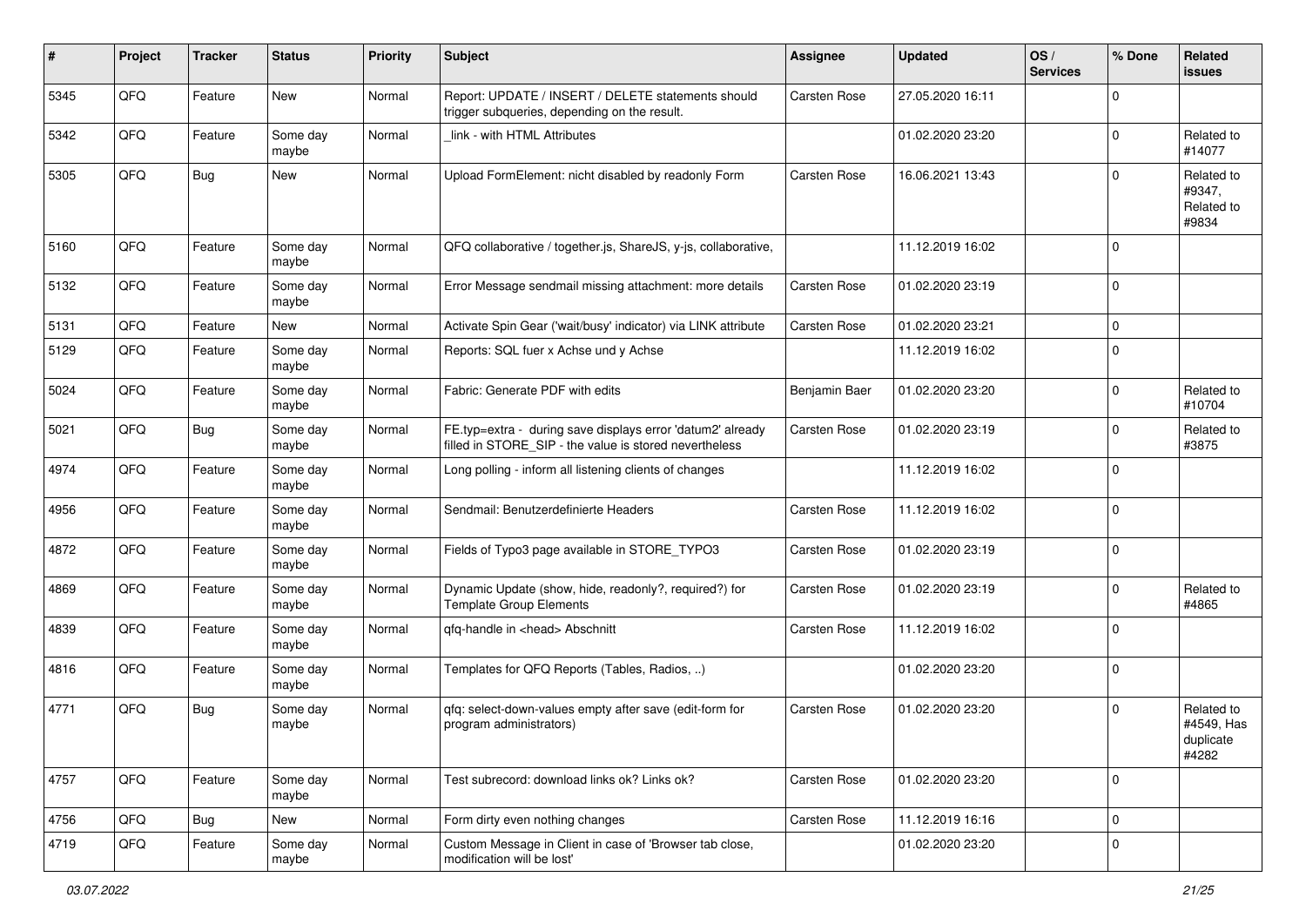| # | Project | Tracker | Status | Priority | Subject | Assignee | Updated | OS / Services | % Done | Related issues |
|---|---|---|---|---|---|---|---|---|---|---|
| 5345 | QFQ | Feature | New | Normal | Report: UPDATE / INSERT / DELETE statements should trigger subqueries, depending on the result. | Carsten Rose | 27.05.2020 16:11 | | 0 | |
| 5342 | QFQ | Feature | Some day maybe | Normal | _link - with HTML Attributes | | 01.02.2020 23:20 | | 0 | Related to #14077 |
| 5305 | QFQ | Bug | New | Normal | Upload FormElement: nicht disabled by readonly Form | Carsten Rose | 16.06.2021 13:43 | | 0 | Related to #9347, Related to #9834 |
| 5160 | QFQ | Feature | Some day maybe | Normal | QFQ collaborative / together.js, ShareJS, y-js, collaborative, | | 11.12.2019 16:02 | | 0 | |
| 5132 | QFQ | Feature | Some day maybe | Normal | Error Message sendmail missing attachment: more details | Carsten Rose | 01.02.2020 23:19 | | 0 | |
| 5131 | QFQ | Feature | New | Normal | Activate Spin Gear ('wait/busy' indicator) via LINK attribute | Carsten Rose | 01.02.2020 23:21 | | 0 | |
| 5129 | QFQ | Feature | Some day maybe | Normal | Reports: SQL fuer x Achse und y Achse | | 11.12.2019 16:02 | | 0 | |
| 5024 | QFQ | Feature | Some day maybe | Normal | Fabric: Generate PDF with edits | Benjamin Baer | 01.02.2020 23:20 | | 0 | Related to #10704 |
| 5021 | QFQ | Bug | Some day maybe | Normal | FE.typ=extra - during save displays error 'datum2' already filled in STORE_SIP - the value is stored nevertheless | Carsten Rose | 01.02.2020 23:19 | | 0 | Related to #3875 |
| 4974 | QFQ | Feature | Some day maybe | Normal | Long polling - inform all listening clients of changes | | 11.12.2019 16:02 | | 0 | |
| 4956 | QFQ | Feature | Some day maybe | Normal | Sendmail: Benutzerdefinierte Headers | Carsten Rose | 11.12.2019 16:02 | | 0 | |
| 4872 | QFQ | Feature | Some day maybe | Normal | Fields of Typo3 page available in STORE_TYPO3 | Carsten Rose | 01.02.2020 23:19 | | 0 | |
| 4869 | QFQ | Feature | Some day maybe | Normal | Dynamic Update (show, hide, readonly?, required?) for Template Group Elements | Carsten Rose | 01.02.2020 23:19 | | 0 | Related to #4865 |
| 4839 | QFQ | Feature | Some day maybe | Normal | qfq-handle in <head> Abschnitt | Carsten Rose | 11.12.2019 16:02 | | 0 | |
| 4816 | QFQ | Feature | Some day maybe | Normal | Templates for QFQ Reports (Tables, Radios, ..) | | 01.02.2020 23:20 | | 0 | |
| 4771 | QFQ | Bug | Some day maybe | Normal | qfq: select-down-values empty after save (edit-form for program administrators) | Carsten Rose | 01.02.2020 23:20 | | 0 | Related to #4549, Has duplicate #4282 |
| 4757 | QFQ | Feature | Some day maybe | Normal | Test subrecord: download links ok? Links ok? | Carsten Rose | 01.02.2020 23:20 | | 0 | |
| 4756 | QFQ | Bug | New | Normal | Form dirty even nothing changes | Carsten Rose | 11.12.2019 16:16 | | 0 | |
| 4719 | QFQ | Feature | Some day maybe | Normal | Custom Message in Client in case of 'Browser tab close, modification will be lost' | | 01.02.2020 23:20 | | 0 | |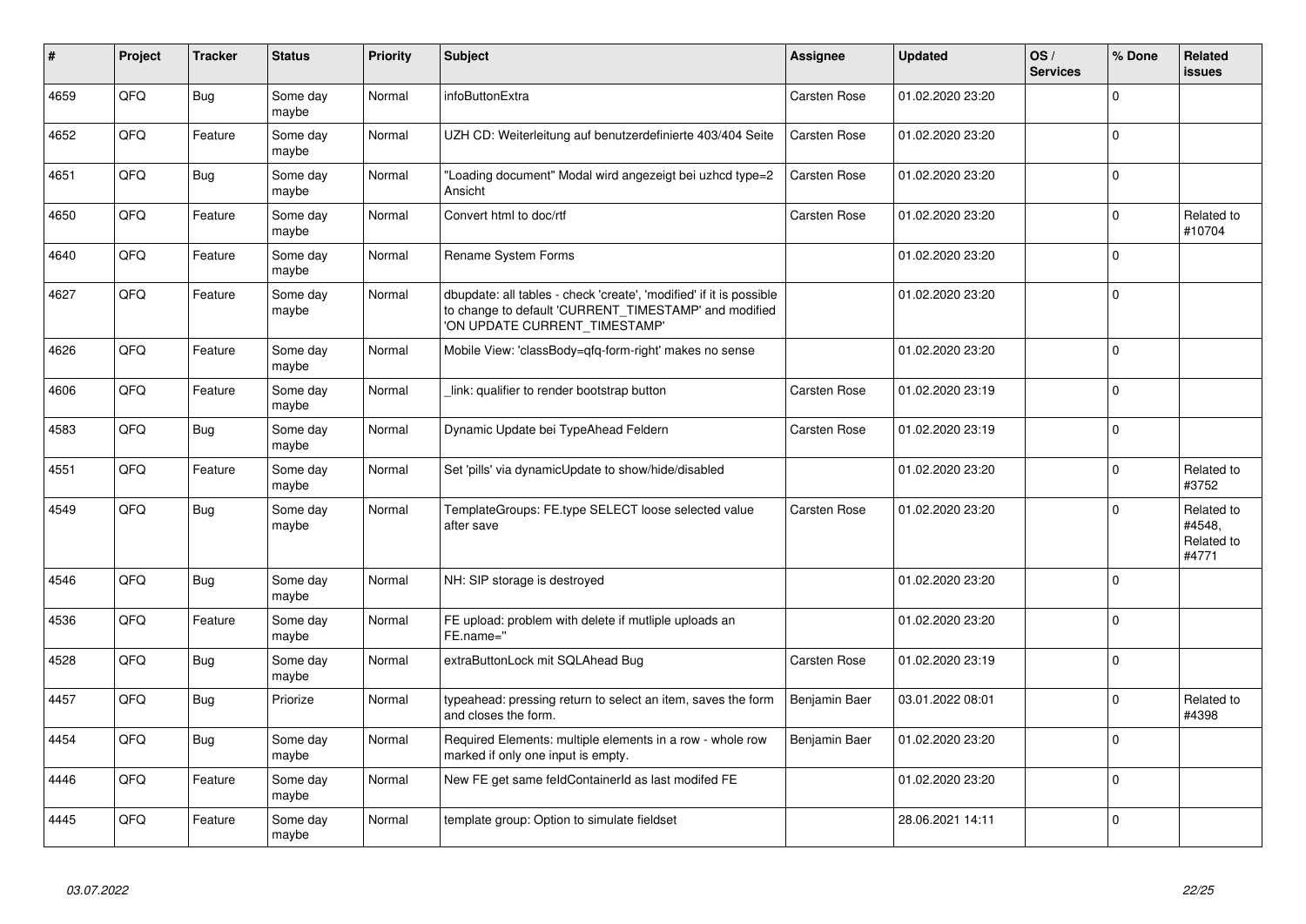| # | Project | Tracker | Status | Priority | Subject | Assignee | Updated | OS / Services | % Done | Related issues |
|---|---|---|---|---|---|---|---|---|---|---|
| 4659 | QFQ | Bug | Some day maybe | Normal | infoButtonExtra | Carsten Rose | 01.02.2020 23:20 | | 0 | |
| 4652 | QFQ | Feature | Some day maybe | Normal | UZH CD: Weiterleitung auf benutzerdefinierte 403/404 Seite | Carsten Rose | 01.02.2020 23:20 | | 0 | |
| 4651 | QFQ | Bug | Some day maybe | Normal | "Loading document" Modal wird angezeigt bei uzhcd type=2 Ansicht | Carsten Rose | 01.02.2020 23:20 | | 0 | |
| 4650 | QFQ | Feature | Some day maybe | Normal | Convert html to doc/rtf | Carsten Rose | 01.02.2020 23:20 | | 0 | Related to #10704 |
| 4640 | QFQ | Feature | Some day maybe | Normal | Rename System Forms | | 01.02.2020 23:20 | | 0 | |
| 4627 | QFQ | Feature | Some day maybe | Normal | dbupdate: all tables - check 'create', 'modified' if it is possible to change to default 'CURRENT_TIMESTAMP' and modified 'ON UPDATE CURRENT_TIMESTAMP' | | 01.02.2020 23:20 | | 0 | |
| 4626 | QFQ | Feature | Some day maybe | Normal | Mobile View: 'classBody=qfq-form-right' makes no sense | | 01.02.2020 23:20 | | 0 | |
| 4606 | QFQ | Feature | Some day maybe | Normal | _link: qualifier to render bootstrap button | Carsten Rose | 01.02.2020 23:19 | | 0 | |
| 4583 | QFQ | Bug | Some day maybe | Normal | Dynamic Update bei TypeAhead Feldern | Carsten Rose | 01.02.2020 23:19 | | 0 | |
| 4551 | QFQ | Feature | Some day maybe | Normal | Set 'pills' via dynamicUpdate to show/hide/disabled | | 01.02.2020 23:20 | | 0 | Related to #3752 |
| 4549 | QFQ | Bug | Some day maybe | Normal | TemplateGroups: FE.type SELECT loose selected value after save | Carsten Rose | 01.02.2020 23:20 | | 0 | Related to #4548, Related to #4771 |
| 4546 | QFQ | Bug | Some day maybe | Normal | NH: SIP storage is destroyed | | 01.02.2020 23:20 | | 0 | |
| 4536 | QFQ | Feature | Some day maybe | Normal | FE upload: problem with delete if mutliple uploads an FE.name='' | | 01.02.2020 23:20 | | 0 | |
| 4528 | QFQ | Bug | Some day maybe | Normal | extraButtonLock mit SQLAhead Bug | Carsten Rose | 01.02.2020 23:19 | | 0 | |
| 4457 | QFQ | Bug | Priorize | Normal | typeahead: pressing return to select an item, saves the form and closes the form. | Benjamin Baer | 03.01.2022 08:01 | | 0 | Related to #4398 |
| 4454 | QFQ | Bug | Some day maybe | Normal | Required Elements: multiple elements in a row - whole row marked if only one input is empty. | Benjamin Baer | 01.02.2020 23:20 | | 0 | |
| 4446 | QFQ | Feature | Some day maybe | Normal | New FE get same feldContainerId as last modifed FE | | 01.02.2020 23:20 | | 0 | |
| 4445 | QFQ | Feature | Some day maybe | Normal | template group: Option to simulate fieldset | | 28.06.2021 14:11 | | 0 | |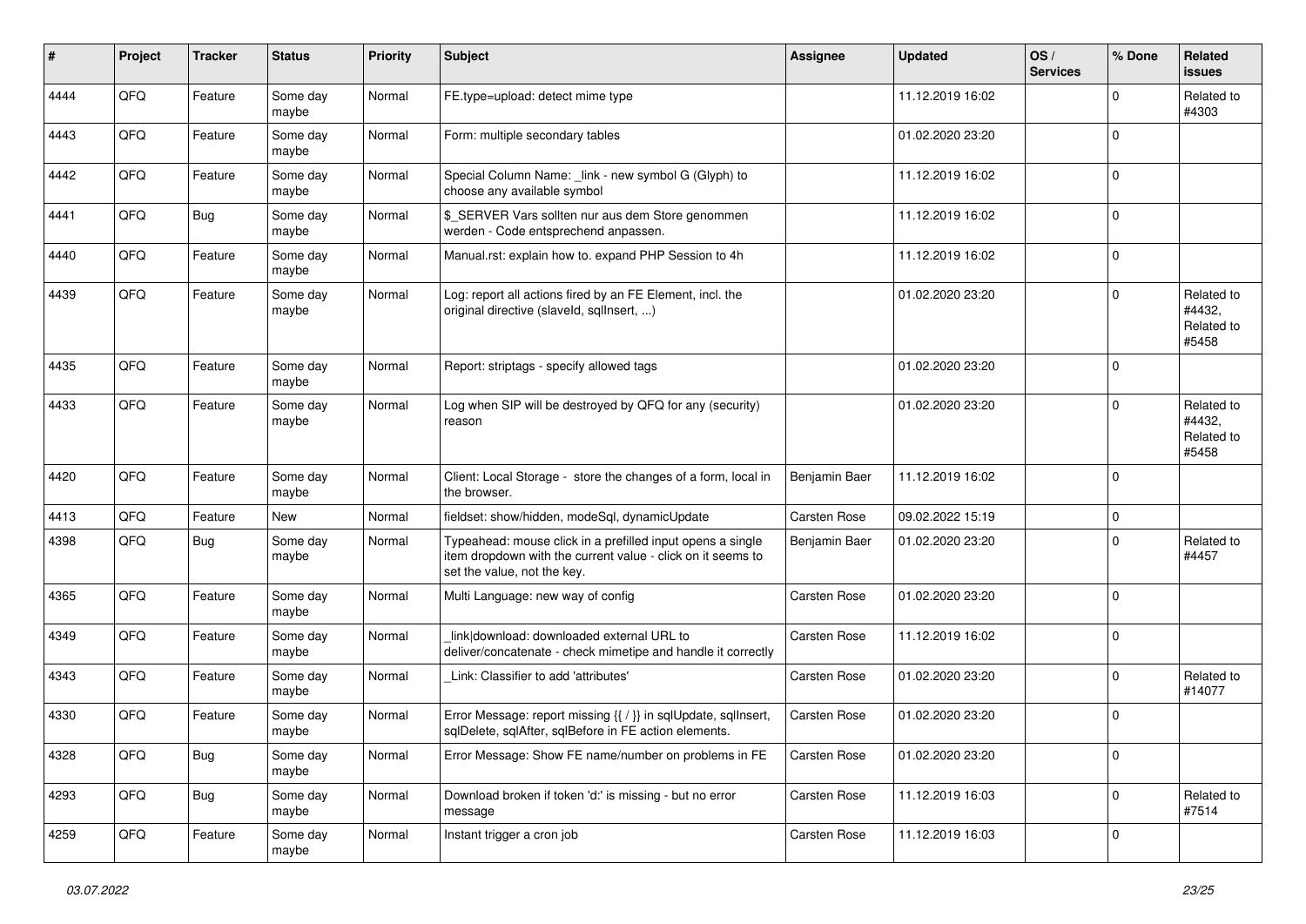| # | Project | Tracker | Status | Priority | Subject | Assignee | Updated | OS / Services | % Done | Related issues |
|---|---|---|---|---|---|---|---|---|---|---|
| 4444 | QFQ | Feature | Some day maybe | Normal | FE.type=upload: detect mime type | | 11.12.2019 16:02 | | 0 | Related to #4303 |
| 4443 | QFQ | Feature | Some day maybe | Normal | Form: multiple secondary tables | | 01.02.2020 23:20 | | 0 | |
| 4442 | QFQ | Feature | Some day maybe | Normal | Special Column Name: _link - new symbol G (Glyph) to choose any available symbol | | 11.12.2019 16:02 | | 0 | |
| 4441 | QFQ | Bug | Some day maybe | Normal | $_SERVER Vars sollten nur aus dem Store genommen werden - Code entsprechend anpassen. | | 11.12.2019 16:02 | | 0 | |
| 4440 | QFQ | Feature | Some day maybe | Normal | Manual.rst: explain how to. expand PHP Session to 4h | | 11.12.2019 16:02 | | 0 | |
| 4439 | QFQ | Feature | Some day maybe | Normal | Log: report all actions fired by an FE Element, incl. the original directive (slaveId, sqlInsert, ...) | | 01.02.2020 23:20 | | 0 | Related to #4432, Related to #5458 |
| 4435 | QFQ | Feature | Some day maybe | Normal | Report: striptags - specify allowed tags | | 01.02.2020 23:20 | | 0 | |
| 4433 | QFQ | Feature | Some day maybe | Normal | Log when SIP will be destroyed by QFQ for any (security) reason | | 01.02.2020 23:20 | | 0 | Related to #4432, Related to #5458 |
| 4420 | QFQ | Feature | Some day maybe | Normal | Client: Local Storage - store the changes of a form, local in the browser. | Benjamin Baer | 11.12.2019 16:02 | | 0 | |
| 4413 | QFQ | Feature | New | Normal | fieldset: show/hidden, modeSql, dynamicUpdate | Carsten Rose | 09.02.2022 15:19 | | 0 | |
| 4398 | QFQ | Bug | Some day maybe | Normal | Typeahead: mouse click in a prefilled input opens a single item dropdown with the current value - click on it seems to set the value, not the key. | Benjamin Baer | 01.02.2020 23:20 | | 0 | Related to #4457 |
| 4365 | QFQ | Feature | Some day maybe | Normal | Multi Language: new way of config | Carsten Rose | 01.02.2020 23:20 | | 0 | |
| 4349 | QFQ | Feature | Some day maybe | Normal | _link\|download: downloaded external URL to deliver/concatenate - check mimetipe and handle it correctly | Carsten Rose | 11.12.2019 16:02 | | 0 | |
| 4343 | QFQ | Feature | Some day maybe | Normal | _Link: Classifier to add 'attributes' | Carsten Rose | 01.02.2020 23:20 | | 0 | Related to #14077 |
| 4330 | QFQ | Feature | Some day maybe | Normal | Error Message: report missing {{ / }} in sqlUpdate, sqlInsert, sqlDelete, sqlAfter, sqlBefore in FE action elements. | Carsten Rose | 01.02.2020 23:20 | | 0 | |
| 4328 | QFQ | Bug | Some day maybe | Normal | Error Message: Show FE name/number on problems in FE | Carsten Rose | 01.02.2020 23:20 | | 0 | |
| 4293 | QFQ | Bug | Some day maybe | Normal | Download broken if token 'd:' is missing - but no error message | Carsten Rose | 11.12.2019 16:03 | | 0 | Related to #7514 |
| 4259 | QFQ | Feature | Some day maybe | Normal | Instant trigger a cron job | Carsten Rose | 11.12.2019 16:03 | | 0 | |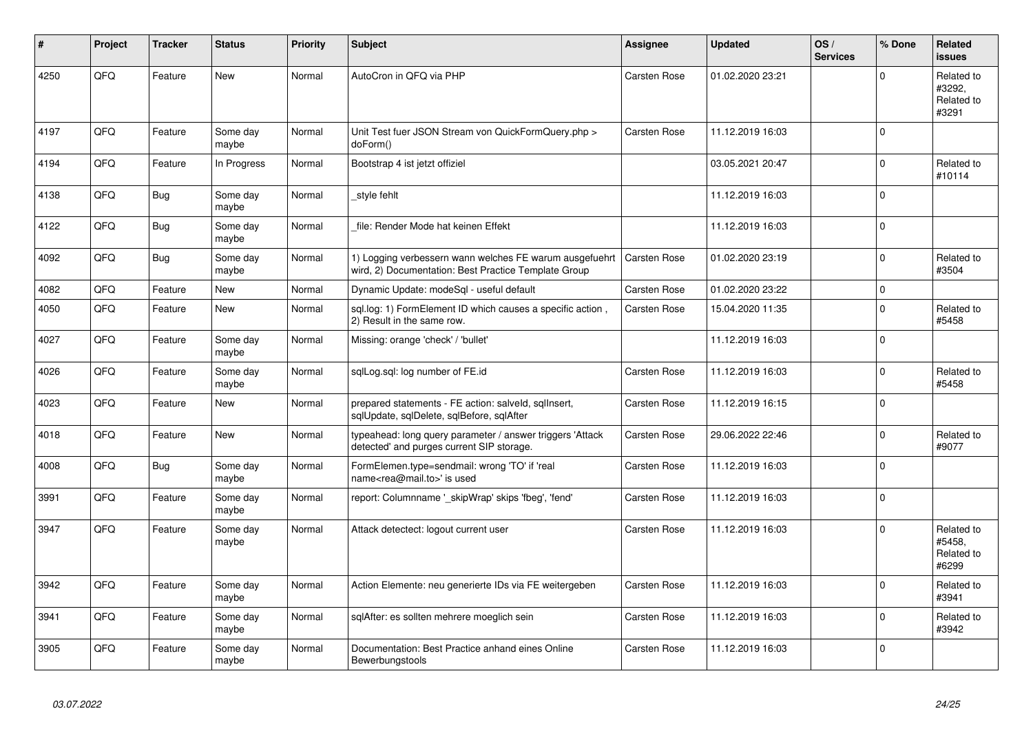| # | Project | Tracker | Status | Priority | Subject | Assignee | Updated | OS / Services | % Done | Related issues |
|---|---|---|---|---|---|---|---|---|---|---|
| 4250 | QFQ | Feature | New | Normal | AutoCron in QFQ via PHP | Carsten Rose | 01.02.2020 23:21 | | 0 | Related to #3292, Related to #3291 |
| 4197 | QFQ | Feature | Some day maybe | Normal | Unit Test fuer JSON Stream von QuickFormQuery.php > doForm() | Carsten Rose | 11.12.2019 16:03 | | 0 | |
| 4194 | QFQ | Feature | In Progress | Normal | Bootstrap 4 ist jetzt offiziel | | 03.05.2021 20:47 | | 0 | Related to #10114 |
| 4138 | QFQ | Bug | Some day maybe | Normal | _style fehlt | | 11.12.2019 16:03 | | 0 | |
| 4122 | QFQ | Bug | Some day maybe | Normal | _file: Render Mode hat keinen Effekt | | 11.12.2019 16:03 | | 0 | |
| 4092 | QFQ | Bug | Some day maybe | Normal | 1) Logging verbessern wann welches FE warum ausgefuehrt wird, 2) Documentation: Best Practice Template Group | Carsten Rose | 01.02.2020 23:19 | | 0 | Related to #3504 |
| 4082 | QFQ | Feature | New | Normal | Dynamic Update: modeSql - useful default | Carsten Rose | 01.02.2020 23:22 | | 0 | |
| 4050 | QFQ | Feature | New | Normal | sql.log: 1) FormElement ID which causes a specific action , 2) Result in the same row. | Carsten Rose | 15.04.2020 11:35 | | 0 | Related to #5458 |
| 4027 | QFQ | Feature | Some day maybe | Normal | Missing: orange 'check' / 'bullet' | | 11.12.2019 16:03 | | 0 | |
| 4026 | QFQ | Feature | Some day maybe | Normal | sqlLog.sql: log number of FE.id | Carsten Rose | 11.12.2019 16:03 | | 0 | Related to #5458 |
| 4023 | QFQ | Feature | New | Normal | prepared statements - FE action: salveld, sqlInsert, sqlUpdate, sqlDelete, sqlBefore, sqlAfter | Carsten Rose | 11.12.2019 16:15 | | 0 | |
| 4018 | QFQ | Feature | New | Normal | typeahead: long query parameter / answer triggers 'Attack detected' and purges current SIP storage. | Carsten Rose | 29.06.2022 22:46 | | 0 | Related to #9077 |
| 4008 | QFQ | Bug | Some day maybe | Normal | FormElemen.type=sendmail: wrong 'TO' if 'real name<rea@mail.to>' is used | Carsten Rose | 11.12.2019 16:03 | | 0 | |
| 3991 | QFQ | Feature | Some day maybe | Normal | report: Columnname '_skipWrap' skips 'fbeg', 'fend' | Carsten Rose | 11.12.2019 16:03 | | 0 | |
| 3947 | QFQ | Feature | Some day maybe | Normal | Attack detectect: logout current user | Carsten Rose | 11.12.2019 16:03 | | 0 | Related to #5458, Related to #6299 |
| 3942 | QFQ | Feature | Some day maybe | Normal | Action Elemente: neu generierte IDs via FE weitergeben | Carsten Rose | 11.12.2019 16:03 | | 0 | Related to #3941 |
| 3941 | QFQ | Feature | Some day maybe | Normal | sqlAfter: es sollten mehrere moeglich sein | Carsten Rose | 11.12.2019 16:03 | | 0 | Related to #3942 |
| 3905 | QFQ | Feature | Some day maybe | Normal | Documentation: Best Practice anhand eines Online Bewerbungstools | Carsten Rose | 11.12.2019 16:03 | | 0 | |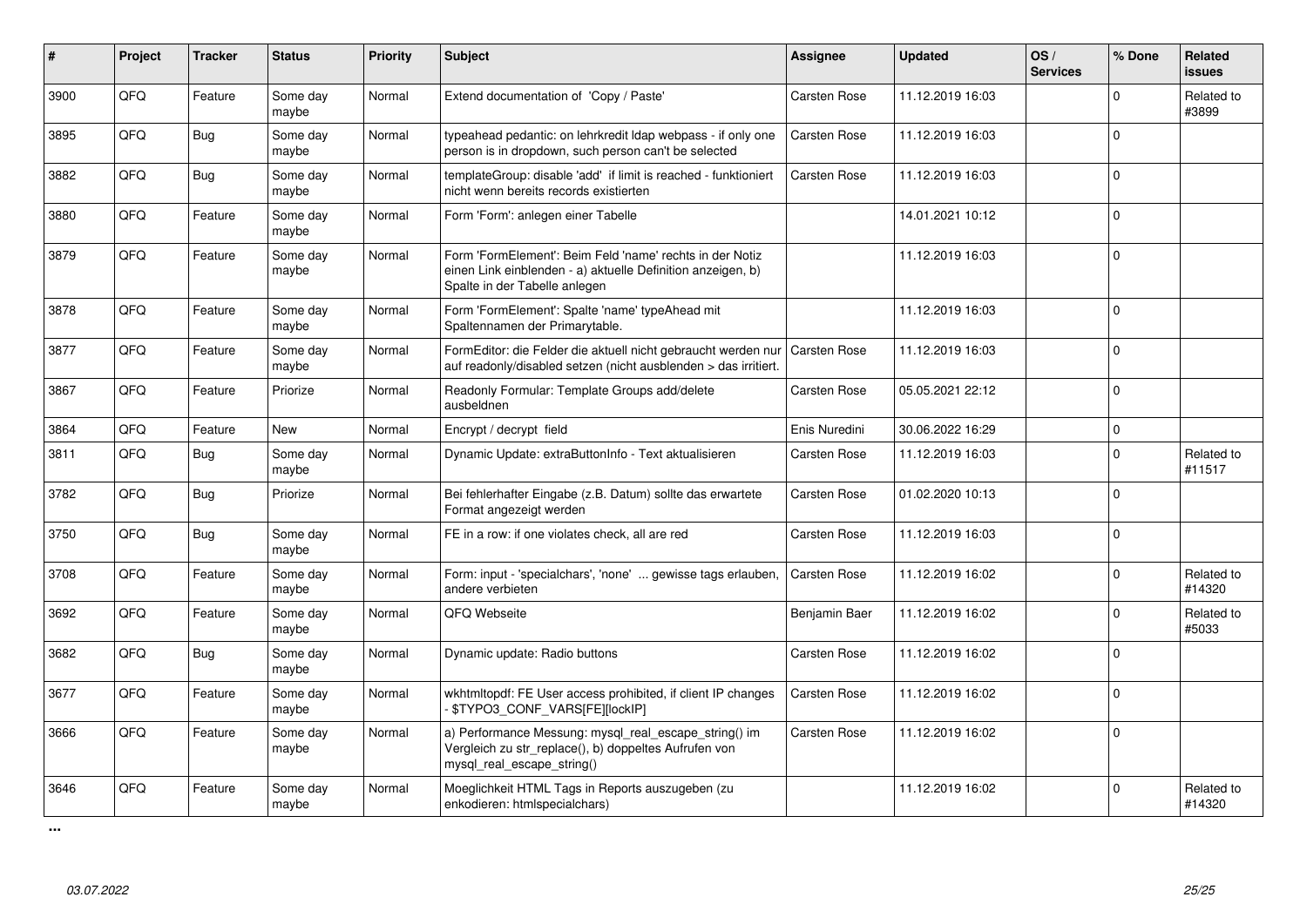| # | Project | Tracker | Status | Priority | Subject | Assignee | Updated | OS / Services | % Done | Related issues |
|---|---|---|---|---|---|---|---|---|---|---|
| 3900 | QFQ | Feature | Some day maybe | Normal | Extend documentation of 'Copy / Paste' | Carsten Rose | 11.12.2019 16:03 | | 0 | Related to #3899 |
| 3895 | QFQ | Bug | Some day maybe | Normal | typeahead pedantic: on lehrkredit ldap webpass - if only one person is in dropdown, such person can't be selected | Carsten Rose | 11.12.2019 16:03 | | 0 | |
| 3882 | QFQ | Bug | Some day maybe | Normal | templateGroup: disable 'add' if limit is reached - funktioniert nicht wenn bereits records existierten | Carsten Rose | 11.12.2019 16:03 | | 0 | |
| 3880 | QFQ | Feature | Some day maybe | Normal | Form 'Form': anlegen einer Tabelle | | 14.01.2021 10:12 | | 0 | |
| 3879 | QFQ | Feature | Some day maybe | Normal | Form 'FormElement': Beim Feld 'name' rechts in der Notiz einen Link einblenden - a) aktuelle Definition anzeigen, b) Spalte in der Tabelle anlegen | | 11.12.2019 16:03 | | 0 | |
| 3878 | QFQ | Feature | Some day maybe | Normal | Form 'FormElement': Spalte 'name' typeAhead mit Spaltennamen der Primarytable. | | 11.12.2019 16:03 | | 0 | |
| 3877 | QFQ | Feature | Some day maybe | Normal | FormEditor: die Felder die aktuell nicht gebraucht werden nur auf readonly/disabled setzen (nicht ausblenden > das irritiert. | Carsten Rose | 11.12.2019 16:03 | | 0 | |
| 3867 | QFQ | Feature | Priorize | Normal | Readonly Formular: Template Groups add/delete ausbeldnen | Carsten Rose | 05.05.2021 22:12 | | 0 | |
| 3864 | QFQ | Feature | New | Normal | Encrypt / decrypt field | Enis Nuredini | 30.06.2022 16:29 | | 0 | |
| 3811 | QFQ | Bug | Some day maybe | Normal | Dynamic Update: extraButtonInfo - Text aktualisieren | Carsten Rose | 11.12.2019 16:03 | | 0 | Related to #11517 |
| 3782 | QFQ | Bug | Priorize | Normal | Bei fehlerhafter Eingabe (z.B. Datum) sollte das erwartete Format angezeigt werden | Carsten Rose | 01.02.2020 10:13 | | 0 | |
| 3750 | QFQ | Bug | Some day maybe | Normal | FE in a row: if one violates check, all are red | Carsten Rose | 11.12.2019 16:03 | | 0 | |
| 3708 | QFQ | Feature | Some day maybe | Normal | Form: input - 'specialchars', 'none' ... gewisse tags erlauben, andere verbieten | Carsten Rose | 11.12.2019 16:02 | | 0 | Related to #14320 |
| 3692 | QFQ | Feature | Some day maybe | Normal | QFQ Webseite | Benjamin Baer | 11.12.2019 16:02 | | 0 | Related to #5033 |
| 3682 | QFQ | Bug | Some day maybe | Normal | Dynamic update: Radio buttons | Carsten Rose | 11.12.2019 16:02 | | 0 | |
| 3677 | QFQ | Feature | Some day maybe | Normal | wkhtmltopdf: FE User access prohibited, if client IP changes - $TYPO3_CONF_VARS[FE][lockIP] | Carsten Rose | 11.12.2019 16:02 | | 0 | |
| 3666 | QFQ | Feature | Some day maybe | Normal | a) Performance Messung: mysql_real_escape_string() im Vergleich zu str_replace(), b) doppeltes Aufrufen von mysql_real_escape_string() | Carsten Rose | 11.12.2019 16:02 | | 0 | |
| 3646 | QFQ | Feature | Some day maybe | Normal | Moeglichkeit HTML Tags in Reports auszugeben (zu enkodieren: htmlspecialchars) | | 11.12.2019 16:02 | | 0 | Related to #14320 |

...